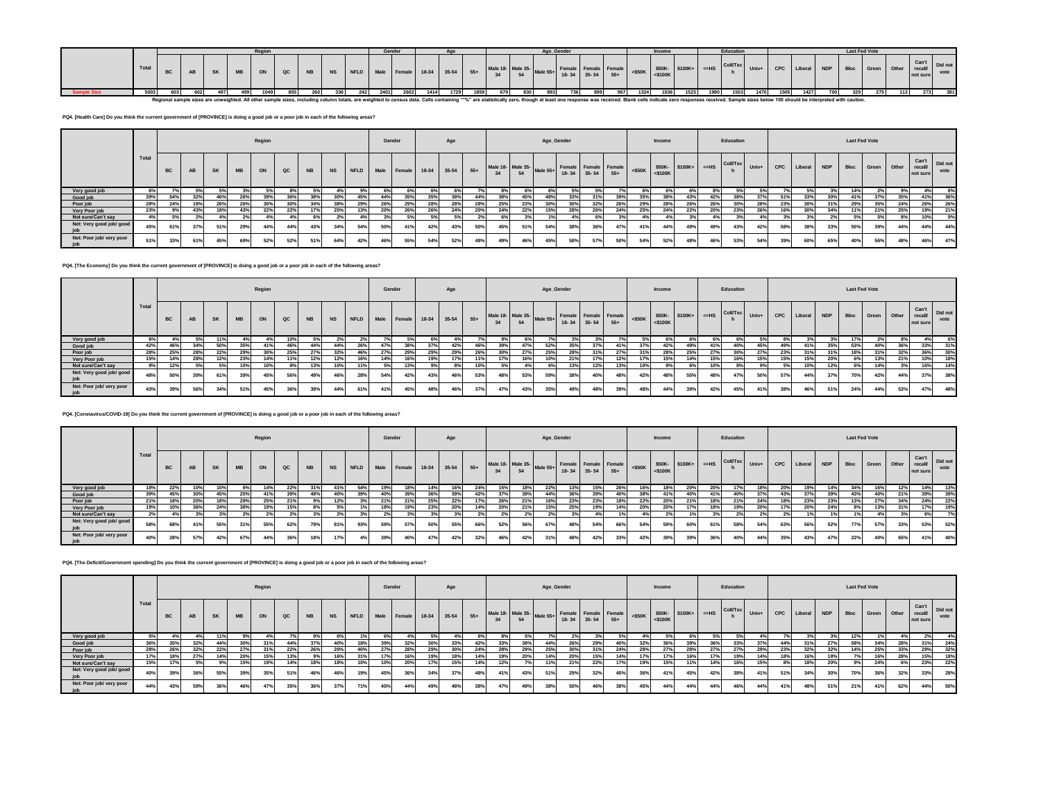| | Total | Region | | | | | | | | | Gender | | Age | | | Age_Gender | | | | | | Income | | | Education | | | Last Fed Vote | | | | | | | |
|---|---|---|---|---|---|---|---|---|---|---|---|---|---|---|---|---|---|---|---|---|---|---|---|---|---|---|---|---|---|---|---|---|---|---|---|
| | | BC | AB | SK | MB | ON | QC | NB | NS | NFLD | Male | Female | 18-34 | 35-54 | 55+ | Male 18-34 | Male 35-54 | Male 55+ | Female 18-34 | Female 35-54 | Female 55+ | <$50K | $50K-<$100K | $100K+ | <=HS | Coll/Tech | Univ+ | CPC | Liberal | NDP | Bloc | Green | Other | Can't recall/ not sure | Did not vote |
| Sample Size | 5003 | 603 | 602 | 497 | 499 | 1049 | 855 | 260 | 336 | 242 | 2401 | 2602 | 1414 | 1729 | 1859 | 679 | 830 | 893 | 736 | 899 | 967 | 1324 | 1536 | 1523 | 1980 | 1553 | 1470 | 1505 | 1427 | 700 | 329 | 275 | 112 | 273 | 381 |

Regional sample sizes are unweighted. All other sample sizes, including column totals, are weighted to census data. Cells containing "*%" are statistically zero, though at least one response was received. Blank cells indicate zero responses received. Sample sizes below 100 should be interpreted with caution.

**PQ4. [Health Care] Do you think the current government of [PROVINCE] is doing a good job or a poor job in each of the following areas?**

| | Total | Region | | | | | | | | | Gender | | Age | | | Age_Gender | | | | | | Income | | | Education | | | Last Fed Vote | | | | | | | |
|---|---|---|---|---|---|---|---|---|---|---|---|---|---|---|---|---|---|---|---|---|---|---|---|---|---|---|---|---|---|---|---|---|---|---|---|
| | | BC | AB | SK | MB | ON | QC | NB | NS | NFLD | Male | Female | 18-34 | 35-54 | 55+ | Male 18-34 | Male 35-54 | Male 55+ | Female 18-34 | Female 35-54 | Female 55+ | <$50K | $50K-<$100K | $100K+ | <=HS | Coll/Tech | Univ+ | CPC | Liberal | NDP | Bloc | Green | Other | Can't recall/ not sure | Did not vote |
| Very good job | 6% | 7% | 5% | 5% | 3% | 5% | 8% | 5% | 4% | 9% | 6% | 6% | 6% | 6% | 7% | 8% | 6% | 6% | 5% | 5% | 7% | 6% | 6% | 6% | 8% | 5% | 5% | 7% | 5% | 3% | 14% | 2% | 9% | 4% | 8% |
| Good job | 39% | 54% | 32% | 46% | 26% | 39% | 36% | 38% | 30% | 45% | 44% | 35% | 35% | 38% | 44% | 38% | 45% | 48% | 33% | 31% | 39% | 35% | 38% | 43% | 42% | 38% | 37% | 51% | 33% | 30% | 41% | 37% | 35% | 41% | 36% |
| Poor job | 28% | 24% | 18% | 26% | 26% | 30% | 30% | 34% | 38% | 29% | 26% | 29% | 28% | 28% | 28% | 25% | 23% | 30% | 30% | 32% | 26% | 29% | 28% | 26% | 26% | 30% | 28% | 23% | 30% | 31% | 29% | 35% | 24% | 26% | 26% |
| Very Poor job | 23% | 9% | 43% | 18% | 43% | 22% | 22% | 17% | 25% | 13% | 20% | 26% | 26% | 24% | 20% | 24% | 22% | 15% | 28% | 26% | 24% | 25% | 24% | 22% | 20% | 23% | 26% | 16% | 30% | 34% | 11% | 21% | 25% | 19% | 21% |
| Not sure/Can't say | 4% | 5% | 2% | 4% | 2% | 4% | 4% | 6% | 2% | 4% | 3% | 5% | 5% | 5% | 2% | 6% | 3% | 1% | 4% | 6% | 3% | 4% | 4% | 3% | 4% | 3% | 4% | 3% | 3% | 2% | 5% | 5% | 8% | 10% | 9% |
| Net: Very good job/ good job | 45% | 61% | 37% | 51% | 29% | 44% | 44% | 43% | 34% | 54% | 50% | 41% | 42% | 43% | 50% | 45% | 51% | 54% | 38% | 36% | 47% | 41% | 44% | 49% | 49% | 43% | 42% | 58% | 38% | 33% | 55% | 39% | 44% | 44% | 44% |
| Net: Poor job/ very poor job | 51% | 33% | 61% | 45% | 69% | 52% | 52% | 51% | 64% | 42% | 46% | 55% | 54% | 52% | 48% | 49% | 46% | 45% | 58% | 57% | 50% | 54% | 52% | 48% | 46% | 53% | 54% | 39% | 60% | 65% | 40% | 56% | 48% | 46% | 47% |

**PQ4. [The Economy] Do you think the current government of [PROVINCE] is doing a good job or a poor job in each of the following areas?**

| | Total | Region | | | | | | | | | Gender | | Age | | | Age_Gender | | | | | | Income | | | Education | | | Last Fed Vote | | | | | | | |
|---|---|---|---|---|---|---|---|---|---|---|---|---|---|---|---|---|---|---|---|---|---|---|---|---|---|---|---|---|---|---|---|---|---|---|---|
| | | BC | AB | SK | MB | ON | QC | NB | NS | NFLD | Male | Female | 18-34 | 35-54 | 55+ | Male 18-34 | Male 35-54 | Male 55+ | Female 18-34 | Female 35-54 | Female 55+ | <$50K | $50K-<$100K | $100K+ | <=HS | Coll/Tech | Univ+ | CPC | Liberal | NDP | Bloc | Green | Other | Can't recall/ not sure | Did not vote |
| Very good job | 6% | 4% | 5% | 11% | 4% | 4% | 10% | 5% | 2% | 2% | 7% | 5% | 6% | 4% | 7% | 9% | 6% | 7% | 3% | 3% | 7% | 5% | 6% | 6% | 6% | 6% | 5% | 8% | 3% | 3% | 17% | 2% | 8% | 4% | 6% |
| Good job | 42% | 46% | 34% | 50% | 35% | 41% | 46% | 44% | 44% | 26% | 47% | 38% | 37% | 42% | 46% | 39% | 47% | 52% | 35% | 37% | 41% | 37% | 42% | 49% | 41% | 40% | 45% | 49% | 41% | 35% | 53% | 40% | 36% | 33% | 31% |
| Poor job | 28% | 25% | 28% | 22% | 29% | 30% | 25% | 27% | 32% | 46% | 27% | 29% | 29% | 29% | 26% | 30% | 27% | 25% | 28% | 31% | 27% | 31% | 28% | 25% | 27% | 30% | 27% | 23% | 31% | 31% | 18% | 31% | 32% | 36% | 30% |
| Very Poor job | 15% | 14% | 28% | 12% | 23% | 14% | 11% | 12% | 12% | 16% | 14% | 16% | 19% | 17% | 11% | 17% | 16% | 10% | 21% | 17% | 12% | 17% | 15% | 14% | 15% | 16% | 15% | 15% | 15% | 20% | 6% | 13% | 21% | 10% | 18% |
| Not sure/Can't say | 9% | 12% | 5% | 5% | 10% | 10% | 8% | 13% | 10% | 11% | 5% | 13% | 9% | 8% | 10% | 5% | 4% | 6% | 13% | 12% | 13% | 10% | 9% | 6% | 10% | 8% | 9% | 5% | 10% | 12% | 6% | 14% | 3% | 16% | 14% |
| Net: Very good job/ good job | 48% | 50% | 39% | 61% | 39% | 45% | 56% | 49% | 46% | 28% | 54% | 42% | 43% | 46% | 53% | 48% | 53% | 59% | 38% | 40% | 48% | 42% | 48% | 55% | 48% | 47% | 50% | 57% | 44% | 37% | 70% | 42% | 44% | 37% | 38% |
| Net: Poor job/ very poor job | 43% | 39% | 56% | 34% | 51% | 45% | 36% | 39% | 44% | 61% | 41% | 45% | 48% | 46% | 37% | 47% | 43% | 35% | 49% | 48% | 39% | 48% | 44% | 39% | 42% | 45% | 41% | 38% | 46% | 51% | 24% | 44% | 53% | 47% | 48% |

**PQ4. [Coronavirus/COVID-19] Do you think the current government of [PROVINCE] is doing a good job or a poor job in each of the following areas?**

| | Total | Region | | | | | | | | | Gender | | Age | | | Age_Gender | | | | | | Income | | | Education | | | Last Fed Vote | | | | | | | |
|---|---|---|---|---|---|---|---|---|---|---|---|---|---|---|---|---|---|---|---|---|---|---|---|---|---|---|---|---|---|---|---|---|---|---|---|
| | | BC | AB | SK | MB | ON | QC | NB | NS | NFLD | Male | Female | 18-34 | 35-54 | 55+ | Male 18-34 | Male 35-54 | Male 55+ | Female 18-34 | Female 35-54 | Female 55+ | <$50K | $50K-<$100K | $100K+ | <=HS | Coll/Tech | Univ+ | CPC | Liberal | NDP | Bloc | Green | Other | Can't recall/ not sure | Did not vote |
| Very good job | 18% | 22% | 10% | 10% | 6% | 14% | 22% | 31% | 41% | 54% | 19% | 18% | 14% | 16% | 24% | 15% | 18% | 22% | 13% | 15% | 26% | 16% | 18% | 20% | 20% | 17% | 18% | 20% | 19% | 14% | 34% | 16% | 12% | 14% | 13% |
| Good job | 39% | 45% | 30% | 45% | 25% | 41% | 39% | 48% | 40% | 39% | 40% | 39% | 36% | 39% | 42% | 37% | 39% | 44% | 36% | 39% | 40% | 38% | 41% | 40% | 41% | 40% | 37% | 43% | 37% | 39% | 43% | 40% | 21% | 39% | 39% |
| Poor job | 21% | 18% | 20% | 18% | 29% | 25% | 21% | 9% | 12% | 3% | 21% | 21% | 25% | 22% | 17% | 26% | 21% | 16% | 23% | 23% | 18% | 22% | 20% | 21% | 18% | 21% | 24% | 18% | 23% | 23% | 13% | 27% | 34% | 24% | 22% |
| Very Poor job | 19% | 10% | 36% | 24% | 38% | 19% | 15% | 8% | 5% | 1% | 18% | 19% | 23% | 20% | 14% | 20% | 21% | 15% | 25% | 19% | 14% | 20% | 20% | 17% | 18% | 19% | 20% | 17% | 20% | 24% | 8% | 13% | 31% | 17% | 19% |
| Not sure/Can't say | 2% | 4% | 3% | 3% | 2% | 2% | 2% | 3% | 2% | 3% | 2% | 3% | 3% | 3% | 2% | 2% | 2% | 2% | 3% | 4% | 1% | 4% | 2% | 1% | 3% | 2% | 2% | 2% | 1% | 1% | 1% | 4% | 3% | 6% | 7% |
| Net: Very good job/ good job | 58% | 68% | 41% | 55% | 31% | 55% | 62% | 79% | 81% | 93% | 59% | 57% | 50% | 55% | 66% | 52% | 56% | 67% | 48% | 54% | 66% | 54% | 59% | 60% | 61% | 58% | 54% | 63% | 56% | 52% | 77% | 57% | 33% | 53% | 52% |
| Net: Poor job/ very poor job | 40% | 28% | 57% | 42% | 67% | 44% | 36% | 18% | 17% | 4% | 39% | 40% | 47% | 42% | 32% | 46% | 42% | 31% | 48% | 42% | 33% | 42% | 39% | 39% | 36% | 40% | 44% | 35% | 43% | 47% | 22% | 40% | 65% | 41% | 40% |

**PQ4. [The Deficit/Government spending] Do you think the current government of [PROVINCE] is doing a good job or a poor job in each of the following areas?**

| | Total | Region | | | | | | | | | Gender | | Age | | | Age_Gender | | | | | | Income | | | Education | | | Last Fed Vote | | | | | | | |
|---|---|---|---|---|---|---|---|---|---|---|---|---|---|---|---|---|---|---|---|---|---|---|---|---|---|---|---|---|---|---|---|---|---|---|---|
| | | BC | AB | SK | MB | ON | QC | NB | NS | NFLD | Male | Female | 18-34 | 35-54 | 55+ | Male 18-34 | Male 35-54 | Male 55+ | Female 18-34 | Female 35-54 | Female 55+ | <$50K | $50K-<$100K | $100K+ | <=HS | Coll/Tech | Univ+ | CPC | Liberal | NDP | Bloc | Green | Other | Can't recall/ not sure | Did not vote |
| Very good job | 5% | 4% | 4% | 11% | 9% | 4% | 7% | 9% | 6% | 1% | 6% | 4% | 5% | 4% | 6% | 8% | 5% | 7% | 2% | 3% | 5% | 4% | 5% | 6% | 5% | 5% | 4% | 7% | 3% | 3% | 12% | 1% | 4% | 2% | 4% |
| Good job | 36% | 35% | 32% | 44% | 30% | 31% | 44% | 37% | 40% | 18% | 39% | 32% | 30% | 33% | 42% | 33% | 38% | 44% | 26% | 29% | 40% | 32% | 36% | 39% | 36% | 33% | 37% | 44% | 31% | 27% | 58% | 34% | 28% | 31% | 24% |
| Poor job | 28% | 26% | 32% | 22% | 27% | 31% | 22% | 26% | 20% | 40% | 27% | 28% | 29% | 30% | 24% | 28% | 29% | 25% | 30% | 31% | 24% | 28% | 27% | 28% | 27% | 27% | 29% | 23% | 32% | 32% | 14% | 25% | 33% | 29% | 32% |
| Very Poor job | 17% | 18% | 27% | 14% | 20% | 15% | 13% | 9% | 16% | 31% | 17% | 16% | 19% | 18% | 14% | 19% | 20% | 14% | 20% | 15% | 14% | 17% | 17% | 16% | 17% | 19% | 14% | 18% | 16% | 18% | 7% | 16% | 28% | 15% | 18% |
| Not sure/Can't say | 15% | 17% | 5% | 9% | 15% | 19% | 14% | 18% | 18% | 10% | 10% | 20% | 17% | 15% | 14% | 12% | 7% | 11% | 21% | 22% | 17% | 19% | 15% | 11% | 14% | 16% | 15% | 8% | 18% | 20% | 9% | 24% | 6% | 23% | 22% |
| Net: Very good job/ good job | 40% | 39% | 36% | 55% | 39% | 35% | 51% | 46% | 46% | 19% | 45% | 36% | 34% | 37% | 48% | 41% | 43% | 51% | 29% | 32% | 45% | 36% | 41% | 45% | 42% | 38% | 41% | 51% | 34% | 30% | 70% | 36% | 32% | 33% | 28% |
| Net: Poor job/ very poor job | 44% | 43% | 59% | 36% | 46% | 47% | 35% | 36% | 37% | 71% | 45% | 44% | 49% | 48% | 38% | 47% | 49% | 38% | 50% | 46% | 38% | 45% | 44% | 44% | 44% | 46% | 44% | 41% | 48% | 51% | 21% | 41% | 62% | 44% | 50% |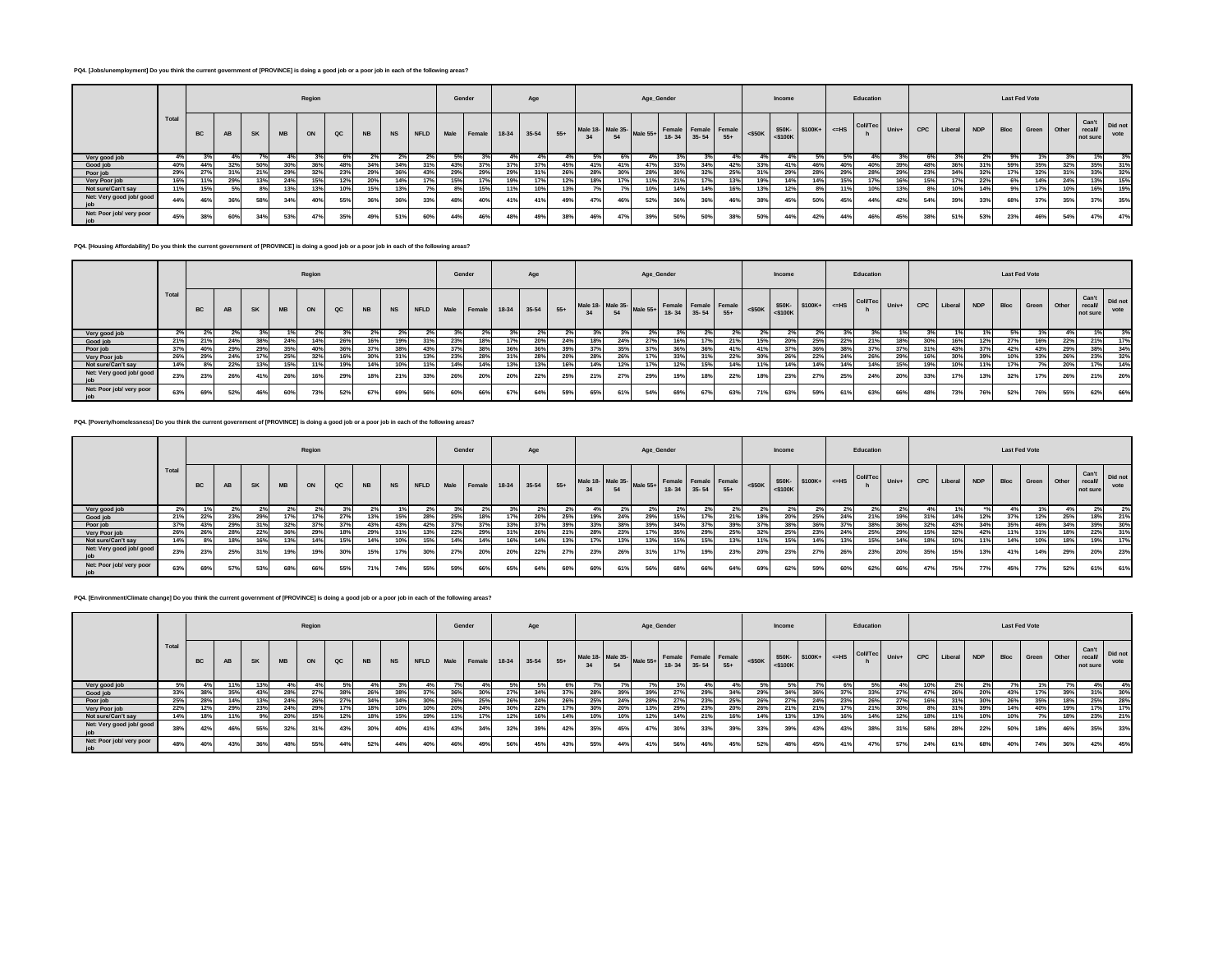**PQ4. [Jobs/unemployment] Do you think the current government of [PROVINCE] is doing a good job or a poor job in each of the following areas?**

| | Total | Region | | | | | | | | | Gender | | Age | | | Age_Gender | | | | | | Income | | | Education | | | Last Fed Vote | | | | | | | |
|---|---|---|---|---|---|---|---|---|---|---|---|---|---|---|---|---|---|---|---|---|---|---|---|---|---|---|---|---|---|---|---|---|---|---|---|
| | | BC | AB | SK | MB | ON | QC | NB | NS | NFLD | Male | Female | 18-34 | 35-54 | 55+ | Male 18-34 | Male 35-54 | Male 55+ | Female 18-34 | Female 35-54 | Female 55+ | <$50K | $50K-<$100K | $100K+ | <=HS | Coll/Tech | Univ+ | CPC | Liberal | NDP | Bloc | Green | Other | Can't recall/not sure | Did not vote |
| Very good job | 4% | 3% | 4% | 7% | 4% | 3% | 6% | 2% | 2% | 2% | 5% | 3% | 4% | 4% | 4% | 5% | 6% | 4% | 3% | 3% | 4% | 4% | 4% | 5% | 5% | 4% | 3% | 6% | 3% | 2% | 9% | 1% | 3% | 1% | 3% |
| Good job | 40% | 44% | 32% | 50% | 30% | 36% | 48% | 34% | 34% | 31% | 43% | 37% | 37% | 37% | 45% | 41% | 41% | 47% | 33% | 34% | 42% | 33% | 41% | 46% | 40% | 40% | 39% | 48% | 36% | 31% | 59% | 35% | 32% | 35% | 31% |
| Poor job | 29% | 27% | 31% | 21% | 29% | 32% | 23% | 29% | 36% | 43% | 29% | 29% | 29% | 31% | 26% | 28% | 30% | 28% | 30% | 32% | 25% | 31% | 29% | 28% | 29% | 28% | 29% | 23% | 34% | 32% | 17% | 32% | 31% | 33% | 32% |
| Very Poor job | 16% | 11% | 29% | 13% | 24% | 15% | 12% | 20% | 14% | 17% | 15% | 17% | 19% | 17% | 12% | 18% | 17% | 11% | 21% | 17% | 13% | 19% | 14% | 14% | 15% | 17% | 16% | 15% | 17% | 22% | 6% | 14% | 24% | 13% | 15% |
| Not sure/Can't say | 11% | 15% | 5% | 8% | 13% | 13% | 10% | 15% | 13% | 7% | 8% | 15% | 11% | 10% | 13% | 7% | 7% | 10% | 14% | 14% | 16% | 13% | 12% | 8% | 11% | 10% | 13% | 8% | 10% | 14% | 9% | 17% | 10% | 16% | 19% |
| Net: Very good job/ good job | 44% | 46% | 36% | 58% | 34% | 40% | 55% | 36% | 36% | 33% | 48% | 40% | 41% | 41% | 49% | 47% | 46% | 52% | 36% | 36% | 46% | 38% | 45% | 50% | 45% | 44% | 42% | 54% | 39% | 33% | 68% | 37% | 35% | 37% | 35% |
| Net: Poor job/ very poor job | 45% | 38% | 60% | 34% | 53% | 47% | 35% | 49% | 51% | 60% | 44% | 46% | 48% | 49% | 38% | 46% | 47% | 39% | 50% | 50% | 38% | 50% | 44% | 42% | 44% | 46% | 45% | 38% | 51% | 53% | 23% | 46% | 54% | 47% | 47% |

**PQ4. [Housing Affordability] Do you think the current government of [PROVINCE] is doing a good job or a poor job in each of the following areas?**

| | Total | Region | | | | | | | | | Gender | | Age | | | Age_Gender | | | | | | Income | | | Education | | | Last Fed Vote | | | | | | | |
|---|---|---|---|---|---|---|---|---|---|---|---|---|---|---|---|---|---|---|---|---|---|---|---|---|---|---|---|---|---|---|---|---|---|---|---|
| | | BC | AB | SK | MB | ON | QC | NB | NS | NFLD | Male | Female | 18-34 | 35-54 | 55+ | Male 18-34 | Male 35-54 | Male 55+ | Female 18-34 | Female 35-54 | Female 55+ | <$50K | $50K-<$100K | $100K+ | <=HS | Coll/Tech | Univ+ | CPC | Liberal | NDP | Bloc | Green | Other | Can't recall/not sure | Did not vote |
| Very good job | 2% | 2% | 2% | 3% | 1% | 2% | 3% | 2% | 2% | 2% | 3% | 2% | 3% | 2% | 2% | 3% | 3% | 2% | 3% | 2% | 2% | 2% | 2% | 2% | 3% | 3% | 1% | 3% | 1% | 1% | 5% | 1% | 4% | 1% | 3% |
| Good job | 21% | 21% | 24% | 38% | 24% | 14% | 26% | 16% | 19% | 31% | 23% | 18% | 17% | 20% | 24% | 18% | 24% | 27% | 16% | 17% | 21% | 15% | 20% | 25% | 22% | 21% | 18% | 30% | 16% | 12% | 27% | 16% | 22% | 21% | 17% |
| Poor job | 37% | 40% | 29% | 29% | 35% | 40% | 36% | 37% | 38% | 43% | 37% | 38% | 36% | 36% | 39% | 37% | 35% | 37% | 36% | 36% | 41% | 41% | 37% | 36% | 38% | 37% | 37% | 31% | 43% | 37% | 42% | 43% | 29% | 38% | 34% |
| Very Poor job | 26% | 29% | 24% | 17% | 25% | 32% | 16% | 30% | 31% | 13% | 23% | 28% | 31% | 28% | 20% | 28% | 26% | 17% | 33% | 31% | 22% | 30% | 26% | 22% | 24% | 26% | 29% | 16% | 30% | 39% | 10% | 33% | 26% | 23% | 32% |
| Not sure/Can't say | 14% | 8% | 22% | 13% | 15% | 11% | 19% | 14% | 10% | 11% | 14% | 14% | 13% | 13% | 16% | 14% | 12% | 17% | 12% | 15% | 14% | 11% | 14% | 14% | 14% | 14% | 15% | 19% | 10% | 11% | 17% | 7% | 20% | 17% | 14% |
| Net: Very good job/ good job | 23% | 23% | 26% | 41% | 26% | 16% | 29% | 18% | 21% | 33% | 26% | 20% | 20% | 22% | 25% | 21% | 27% | 29% | 19% | 18% | 22% | 18% | 23% | 27% | 25% | 24% | 20% | 33% | 17% | 13% | 32% | 17% | 26% | 21% | 20% |
| Net: Poor job/ very poor job | 63% | 69% | 52% | 46% | 60% | 73% | 52% | 67% | 69% | 56% | 60% | 66% | 67% | 64% | 59% | 65% | 61% | 54% | 69% | 67% | 63% | 71% | 63% | 59% | 61% | 63% | 66% | 48% | 73% | 76% | 52% | 76% | 55% | 62% | 66% |

**PQ4. [Poverty/homelessness] Do you think the current government of [PROVINCE] is doing a good job or a poor job in each of the following areas?**

| | Total | Region | | | | | | | | | Gender | | Age | | | Age_Gender | | | | | | Income | | | Education | | | Last Fed Vote | | | | | | | |
|---|---|---|---|---|---|---|---|---|---|---|---|---|---|---|---|---|---|---|---|---|---|---|---|---|---|---|---|---|---|---|---|---|---|---|---|
| | | BC | AB | SK | MB | ON | QC | NB | NS | NFLD | Male | Female | 18-34 | 35-54 | 55+ | Male 18-34 | Male 35-54 | Male 55+ | Female 18-34 | Female 35-54 | Female 55+ | <$50K | $50K-<$100K | $100K+ | <=HS | Coll/Tech | Univ+ | CPC | Liberal | NDP | Bloc | Green | Other | Can't recall/not sure | Did not vote |
| Very good job | 2% | 1% | 2% | 2% | 2% | 2% | 3% | 2% | 1% | 2% | 3% | 2% | 3% | 2% | 2% | 4% | 2% | 2% | 2% | 2% | 2% | 2% | 2% | 2% | 2% | 2% | 2% | 4% | 1% | *% | 4% | 1% | 4% | 2% | 2% |
| Good job | 21% | 22% | 23% | 29% | 17% | 17% | 27% | 13% | 15% | 28% | 25% | 18% | 17% | 20% | 25% | 19% | 24% | 29% | 15% | 17% | 21% | 18% | 20% | 25% | 24% | 21% | 19% | 31% | 14% | 12% | 37% | 12% | 25% | 18% | 21% |
| Poor job | 37% | 43% | 29% | 31% | 32% | 37% | 37% | 43% | 43% | 42% | 37% | 37% | 33% | 37% | 39% | 33% | 38% | 39% | 34% | 37% | 39% | 37% | 38% | 36% | 37% | 38% | 36% | 32% | 43% | 34% | 35% | 46% | 34% | 39% | 30% |
| Very Poor job | 26% | 26% | 28% | 22% | 36% | 29% | 18% | 29% | 31% | 13% | 22% | 29% | 31% | 26% | 21% | 28% | 23% | 17% | 35% | 29% | 25% | 32% | 25% | 23% | 24% | 25% | 29% | 15% | 32% | 42% | 11% | 31% | 18% | 22% | 31% |
| Not sure/Can't say | 14% | 8% | 18% | 16% | 13% | 14% | 15% | 14% | 10% | 15% | 14% | 14% | 16% | 14% | 13% | 17% | 13% | 13% | 15% | 15% | 13% | 11% | 15% | 14% | 13% | 15% | 14% | 18% | 10% | 11% | 14% | 10% | 18% | 19% | 17% |
| Net: Very good job/ good job | 23% | 23% | 25% | 31% | 19% | 19% | 30% | 15% | 17% | 30% | 27% | 20% | 20% | 22% | 27% | 23% | 26% | 31% | 17% | 19% | 23% | 20% | 23% | 27% | 26% | 23% | 20% | 35% | 15% | 13% | 41% | 14% | 29% | 20% | 23% |
| Net: Poor job/ very poor job | 63% | 69% | 57% | 53% | 68% | 66% | 55% | 71% | 74% | 55% | 59% | 66% | 65% | 64% | 60% | 60% | 61% | 56% | 68% | 66% | 64% | 69% | 62% | 59% | 60% | 62% | 66% | 47% | 75% | 77% | 45% | 77% | 52% | 61% | 61% |

**PQ4. [Environment/Climate change] Do you think the current government of [PROVINCE] is doing a good job or a poor job in each of the following areas?**

| | Total | Region | | | | | | | | | Gender | | Age | | | Age_Gender | | | | | | Income | | | Education | | | Last Fed Vote | | | | | | | |
|---|---|---|---|---|---|---|---|---|---|---|---|---|---|---|---|---|---|---|---|---|---|---|---|---|---|---|---|---|---|---|---|---|---|---|---|
| | | BC | AB | SK | MB | ON | QC | NB | NS | NFLD | Male | Female | 18-34 | 35-54 | 55+ | Male 18-34 | Male 35-54 | Male 55+ | Female 18-34 | Female 35-54 | Female 55+ | <$50K | $50K-<$100K | $100K+ | <=HS | Coll/Tech | Univ+ | CPC | Liberal | NDP | Bloc | Green | Other | Can't recall/not sure | Did not vote |
| Very good job | 5% | 4% | 11% | 13% | 4% | 4% | 5% | 4% | 3% | 4% | 7% | 4% | 5% | 5% | 6% | 7% | 7% | 7% | 3% | 4% | 4% | 5% | 5% | 7% | 6% | 5% | 4% | 10% | 2% | 2% | 7% | 1% | 7% | 4% | 4% |
| Good job | 33% | 38% | 35% | 43% | 28% | 27% | 38% | 26% | 38% | 37% | 36% | 30% | 27% | 34% | 37% | 28% | 39% | 39% | 27% | 29% | 34% | 29% | 34% | 36% | 37% | 33% | 27% | 47% | 26% | 20% | 43% | 17% | 39% | 31% | 30% |
| Poor job | 25% | 28% | 14% | 13% | 24% | 26% | 27% | 34% | 34% | 30% | 26% | 25% | 26% | 24% | 26% | 25% | 24% | 28% | 27% | 23% | 25% | 26% | 27% | 24% | 23% | 26% | 27% | 16% | 31% | 30% | 26% | 35% | 18% | 25% | 28% |
| Very Poor job | 22% | 12% | 29% | 23% | 24% | 29% | 17% | 18% | 10% | 10% | 20% | 24% | 30% | 22% | 17% | 30% | 20% | 13% | 29% | 23% | 20% | 26% | 21% | 21% | 17% | 21% | 30% | 8% | 31% | 39% | 14% | 40% | 19% | 17% | 17% |
| Not sure/Can't say | 14% | 18% | 11% | 9% | 20% | 15% | 12% | 18% | 15% | 19% | 11% | 17% | 12% | 16% | 14% | 10% | 10% | 12% | 14% | 21% | 16% | 14% | 13% | 13% | 16% | 14% | 12% | 18% | 11% | 10% | 10% | 7% | 18% | 23% | 21% |
| Net: Very good job/ good job | 38% | 42% | 46% | 55% | 32% | 31% | 43% | 30% | 40% | 41% | 43% | 34% | 32% | 39% | 42% | 35% | 45% | 47% | 30% | 33% | 39% | 33% | 39% | 43% | 43% | 38% | 31% | 58% | 28% | 22% | 50% | 18% | 46% | 35% | 33% |
| Net: Poor job/ very poor job | 48% | 40% | 43% | 36% | 48% | 55% | 44% | 52% | 44% | 40% | 46% | 49% | 56% | 45% | 43% | 55% | 44% | 41% | 56% | 46% | 45% | 52% | 48% | 45% | 41% | 47% | 57% | 24% | 61% | 68% | 40% | 74% | 36% | 42% | 45% |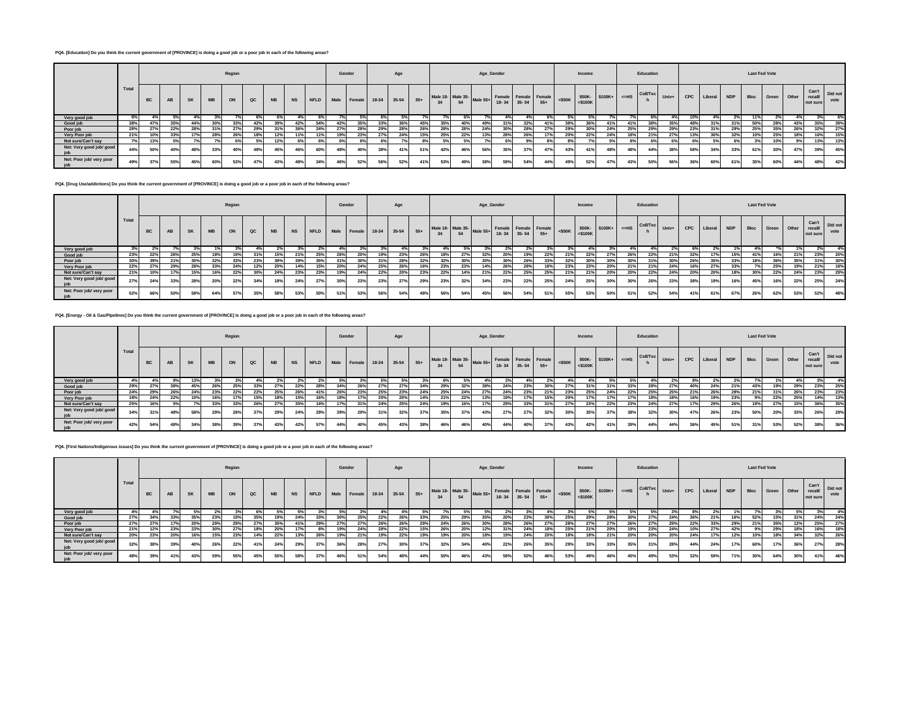**PQ4. [Education] Do you think the current government of [PROVINCE] is doing a good job or a poor job in each of the following areas?**

| | Total | Region | | | | | | | | | Gender | | Age | | | Age_Gender | | | | | | Income | | | Education | | | Last Fed Vote | | | | | | | |
|---|---|---|---|---|---|---|---|---|---|---|---|---|---|---|---|---|---|---|---|---|---|---|---|---|---|---|---|---|---|---|---|---|---|---|---|
| | | BC | AB | SK | MB | ON | QC | NB | NS | NFLD | Male | Female | 18-34 | 35-54 | 55+ | Male 18-34 | Male 35-54 | Male 55+ | Female 18-34 | Female 35-54 | Female 55+ | <$50K | $50K-<$100K | $100K+ | <=HS | Coll/Tech | Univ+ | CPC | Liberal | NDP | Bloc | Green | Other | Can't recall/not sure | Did not vote |
| Very good job | 6% | 4% | 5% | 4% | 3% | 7% | 6% | 6% | 4% | 6% | 7% | 5% | 6% | 5% | 7% | 7% | 6% | 7% | 4% | 4% | 6% | 5% | 5% | 7% | 7% | 6% | 4% | 10% | 4% | 2% | 11% | 2% | 4% | 3% | 6% |
| Good job | 38% | 47% | 35% | 44% | 30% | 33% | 42% | 39% | 42% | 54% | 42% | 35% | 33% | 36% | 45% | 35% | 40% | 49% | 31% | 32% | 41% | 38% | 36% | 41% | 41% | 38% | 35% | 48% | 31% | 31% | 50% | 28% | 43% | 35% | 39% |
| Poor job | 28% | 27% | 22% | 28% | 31% | 27% | 29% | 31% | 36% | 24% | 27% | 28% | 29% | 28% | 26% | 28% | 28% | 24% | 30% | 28% | 27% | 29% | 30% | 24% | 25% | 29% | 29% | 23% | 31% | 29% | 25% | 35% | 26% | 32% | 27% |
| Very Poor job | 21% | 10% | 33% | 17% | 28% | 26% | 18% | 12% | 11% | 11% | 19% | 23% | 27% | 24% | 15% | 25% | 22% | 13% | 28% | 26% | 17% | 20% | 22% | 24% | 18% | 21% | 27% | 13% | 30% | 32% | 10% | 25% | 18% | 16% | 15% |
| Not sure/Can't say | 7% | 13% | 5% | 7% | 7% | 6% | 5% | 12% | 6% | 6% | 6% | 8% | 6% | 7% | 8% | 5% | 5% | 7% | 6% | 9% | 8% | 8% | 7% | 5% | 8% | 6% | 6% | 6% | 5% | 6% | 3% | 10% | 9% | 13% | 13% |
| Net: Very good job/ good job | 44% | 50% | 40% | 48% | 33% | 40% | 48% | 45% | 46% | 60% | 48% | 40% | 38% | 41% | 51% | 42% | 46% | 56% | 35% | 37% | 47% | 43% | 41% | 48% | 48% | 44% | 38% | 58% | 34% | 33% | 61% | 30% | 47% | 39% | 45% |
| Net: Poor job/ very poor job | 49% | 37% | 55% | 45% | 60% | 53% | 47% | 43% | 48% | 34% | 46% | 52% | 56% | 52% | 41% | 53% | 49% | 38% | 59% | 54% | 44% | 49% | 52% | 47% | 43% | 50% | 56% | 36% | 60% | 61% | 35% | 60% | 44% | 48% | 42% |

**PQ4. [Drug Use/addictions] Do you think the current government of [PROVINCE] is doing a good job or a poor job in each of the following areas?**

| | Total | Region | | | | | | | | | Gender | | Age | | | Age_Gender | | | | | | Income | | | Education | | | Last Fed Vote | | | | | | | |
|---|---|---|---|---|---|---|---|---|---|---|---|---|---|---|---|---|---|---|---|---|---|---|---|---|---|---|---|---|---|---|---|---|---|---|---|
| | | BC | AB | SK | MB | ON | QC | NB | NS | NFLD | Male | Female | 18-34 | 35-54 | 55+ | Male 18-34 | Male 35-54 | Male 55+ | Female 18-34 | Female 35-54 | Female 55+ | <$50K | $50K-<$100K | $100K+ | <=HS | Coll/Tech | Univ+ | CPC | Liberal | NDP | Bloc | Green | Other | Can't recall/not sure | Did not vote |
| Very good job | 3% | 2% | 7% | 3% | 1% | 3% | 4% | 2% | 3% | 2% | 4% | 3% | 3% | 4% | 3% | 4% | 5% | 3% | 2% | 2% | 3% | 3% | 4% | 3% | 4% | 4% | 2% | 6% | 2% | 1% | 4% | *% | 1% | 2% | 4% |
| Good job | 23% | 22% | 26% | 25% | 18% | 19% | 31% | 15% | 21% | 25% | 26% | 20% | 19% | 23% | 26% | 18% | 27% | 32% | 20% | 19% | 22% | 21% | 22% | 27% | 26% | 22% | 21% | 32% | 17% | 15% | 41% | 16% | 21% | 23% | 20% |
| Poor job | 30% | 39% | 21% | 30% | 32% | 33% | 23% | 39% | 39% | 35% | 31% | 30% | 31% | 28% | 32% | 32% | 30% | 30% | 30% | 26% | 33% | 32% | 30% | 30% | 30% | 31% | 30% | 26% | 35% | 33% | 18% | 36% | 35% | 31% | 30% |
| Very Poor job | 22% | 27% | 29% | 28% | 33% | 24% | 12% | 20% | 14% | 15% | 20% | 24% | 25% | 26% | 16% | 23% | 23% | 14% | 26% | 28% | 18% | 23% | 23% | 20% | 21% | 21% | 24% | 16% | 27% | 33% | 7% | 25% | 19% | 21% | 18% |
| Not sure/Can't say | 21% | 10% | 17% | 15% | 16% | 22% | 30% | 24% | 23% | 23% | 19% | 24% | 22% | 20% | 23% | 22% | 14% | 21% | 22% | 25% | 25% | 21% | 21% | 20% | 20% | 22% | 24% | 20% | 20% | 18% | 30% | 22% | 24% | 23% | 29% |
| Net: Very good job/ good job | 27% | 24% | 33% | 28% | 20% | 22% | 34% | 18% | 24% | 27% | 30% | 23% | 23% | 27% | 29% | 23% | 32% | 34% | 23% | 22% | 25% | 24% | 25% | 30% | 30% | 26% | 23% | 38% | 19% | 16% | 45% | 16% | 22% | 25% | 24% |
| Net: Poor job/ very poor job | 52% | 66% | 50% | 58% | 64% | 57% | 35% | 58% | 53% | 50% | 51% | 53% | 56% | 54% | 48% | 56% | 54% | 45% | 56% | 54% | 51% | 55% | 53% | 50% | 51% | 52% | 54% | 41% | 61% | 67% | 26% | 62% | 53% | 52% | 48% |

**PQ4. [Energy - Oil & Gas/Pipelines] Do you think the current government of [PROVINCE] is doing a good job or a poor job in each of the following areas?**

| | Total | Region | | | | | | | | | Gender | | Age | | | Age_Gender | | | | | | Income | | | Education | | | Last Fed Vote | | | | | | | |
|---|---|---|---|---|---|---|---|---|---|---|---|---|---|---|---|---|---|---|---|---|---|---|---|---|---|---|---|---|---|---|---|---|---|---|---|
| | | BC | AB | SK | MB | ON | QC | NB | NS | NFLD | Male | Female | 18-34 | 35-54 | 55+ | Male 18-34 | Male 35-54 | Male 55+ | Female 18-34 | Female 35-54 | Female 55+ | <$50K | $50K-<$100K | $100K+ | <=HS | Coll/Tech | Univ+ | CPC | Liberal | NDP | Bloc | Green | Other | Can't recall/not sure | Did not vote |
| Very good job | 4% | 4% | 9% | 13% | 3% | 3% | 4% | 2% | 2% | 2% | 5% | 3% | 5% | 5% | 3% | 6% | 5% | 4% | 3% | 4% | 2% | 4% | 4% | 5% | 5% | 4% | 2% | 8% | 2% | 2% | 7% | 1% | 4% | 3% | 4% |
| Good job | 29% | 27% | 38% | 45% | 26% | 25% | 33% | 27% | 22% | 28% | 34% | 26% | 27% | 27% | 34% | 29% | 32% | 38% | 24% | 23% | 30% | 27% | 31% | 31% | 33% | 28% | 27% | 40% | 24% | 21% | 43% | 19% | 29% | 23% | 25% |
| Poor job | 24% | 29% | 26% | 24% | 23% | 22% | 22% | 25% | 26% | 41% | 26% | 23% | 25% | 23% | 24% | 25% | 24% | 27% | 24% | 23% | 21% | 23% | 25% | 24% | 22% | 25% | 25% | 21% | 26% | 28% | 21% | 31% | 26% | 23% | 23% |
| Very Poor job | 18% | 24% | 22% | 10% | 16% | 17% | 15% | 18% | 15% | 16% | 18% | 17% | 20% | 20% | 14% | 21% | 22% | 13% | 19% | 17% | 15% | 20% | 17% | 17% | 17% | 18% | 18% | 16% | 19% | 23% | 9% | 22% | 25% | 14% | 13% |
| Not sure/Can't say | 25% | 16% | 5% | 7% | 33% | 33% | 26% | 27% | 35% | 14% | 17% | 31% | 24% | 25% | 24% | 19% | 16% | 17% | 29% | 33% | 31% | 27% | 23% | 22% | 23% | 24% | 27% | 17% | 29% | 26% | 19% | 27% | 15% | 36% | 35% |
| Net: Very good job/ good job | 34% | 31% | 48% | 58% | 29% | 28% | 37% | 29% | 24% | 29% | 39% | 29% | 31% | 32% | 37% | 35% | 37% | 43% | 27% | 27% | 32% | 30% | 35% | 37% | 38% | 32% | 30% | 47% | 26% | 23% | 50% | 20% | 33% | 26% | 29% |
| Net: Poor job/ very poor job | 42% | 54% | 48% | 34% | 38% | 39% | 37% | 43% | 42% | 57% | 44% | 40% | 45% | 43% | 38% | 46% | 46% | 40% | 44% | 40% | 37% | 43% | 42% | 41% | 39% | 44% | 44% | 36% | 45% | 51% | 31% | 53% | 52% | 38% | 36% |

**PQ4. [First Nations/Indigenous issues] Do you think the current government of [PROVINCE] is doing a good job or a poor job in each of the following areas?**

| | Total | Region | | | | | | | | | Gender | | Age | | | Age_Gender | | | | | | Income | | | Education | | | Last Fed Vote | | | | | | | |
|---|---|---|---|---|---|---|---|---|---|---|---|---|---|---|---|---|---|---|---|---|---|---|---|---|---|---|---|---|---|---|---|---|---|---|---|
| | | BC | AB | SK | MB | ON | QC | NB | NS | NFLD | Male | Female | 18-34 | 35-54 | 55+ | Male 18-34 | Male 35-54 | Male 55+ | Female 18-34 | Female 35-54 | Female 55+ | <$50K | $50K-<$100K | $100K+ | <=HS | Coll/Tech | Univ+ | CPC | Liberal | NDP | Bloc | Green | Other | Can't recall/not sure | Did not vote |
| Very good job | 4% | 4% | 7% | 5% | 2% | 3% | 6% | 5% | 5% | 3% | 5% | 3% | 4% | 4% | 5% | 7% | 5% | 5% | 2% | 3% | 4% | 3% | 5% | 5% | 5% | 5% | 3% | 8% | 2% | 1% | 7% | 3% | 5% | 3% | 4% |
| Good job | 27% | 34% | 33% | 35% | 23% | 19% | 35% | 19% | 24% | 33% | 30% | 25% | 22% | 26% | 33% | 25% | 29% | 35% | 20% | 23% | 30% | 25% | 29% | 28% | 30% | 27% | 24% | 36% | 21% | 16% | 52% | 15% | 31% | 24% | 24% |
| Poor job | 27% | 27% | 17% | 20% | 29% | 29% | 27% | 35% | 41% | 29% | 27% | 27% | 26% | 26% | 29% | 24% | 26% | 30% | 28% | 26% | 27% | 28% | 27% | 27% | 26% | 27% | 29% | 22% | 33% | 29% | 21% | 35% | 12% | 25% | 27% |
| Very Poor job | 21% | 12% | 23% | 23% | 30% | 27% | 18% | 20% | 17% | 8% | 19% | 24% | 28% | 22% | 15% | 26% | 20% | 12% | 31% | 24% | 18% | 25% | 21% | 20% | 19% | 23% | 24% | 10% | 27% | 42% | 9% | 29% | 18% | 16% | 18% |
| Not sure/Can't say | 20% | 23% | 20% | 16% | 15% | 23% | 14% | 22% | 13% | 26% | 19% | 21% | 19% | 22% | 19% | 19% | 20% | 18% | 19% | 24% | 20% | 18% | 18% | 21% | 20% | 20% | 20% | 24% | 17% | 12% | 10% | 18% | 34% | 32% | 26% |
| Net: Very good job/ good job | 32% | 38% | 39% | 40% | 26% | 22% | 41% | 24% | 29% | 37% | 36% | 28% | 27% | 30% | 37% | 32% | 34% | 40% | 22% | 26% | 35% | 29% | 33% | 33% | 35% | 31% | 28% | 44% | 24% | 17% | 60% | 17% | 36% | 27% | 28% |
| Net: Poor job/ very poor job | 48% | 39% | 41% | 43% | 59% | 55% | 45% | 55% | 58% | 37% | 46% | 51% | 54% | 48% | 44% | 50% | 46% | 43% | 59% | 50% | 46% | 53% | 49% | 46% | 45% | 49% | 53% | 32% | 59% | 71% | 30% | 64% | 30% | 41% | 46% |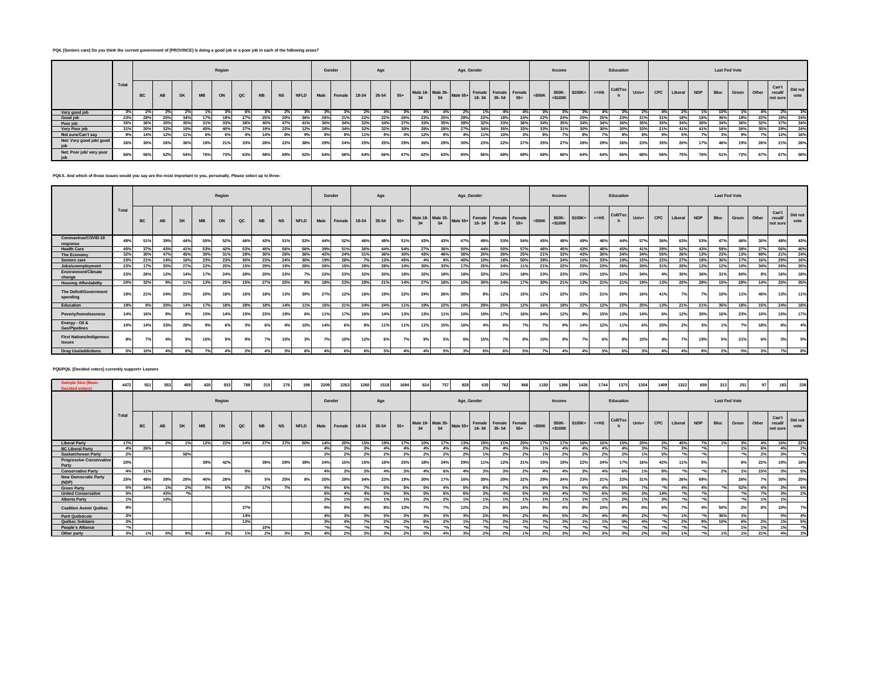**PQ4. [Seniors care] Do you think the current government of [PROVINCE] is doing a good job or a poor job in each of the following areas?**

| | Total | Region | | | | | | | | | Gender | | Age | | | Age_Gender | | | | | | Income | | | Education | | | Last Fed Vote | | | | | | | |
|---|---|---|---|---|---|---|---|---|---|---|---|---|---|---|---|---|---|---|---|---|---|---|---|---|---|---|---|---|---|---|---|---|---|---|---|
| | | BC | AB | SK | MB | ON | QC | NB | NS | NFLD | Male | Female | 18-34 | 35-54 | 55+ | Male 18-34 | Male 35-54 | Male 55+ | Female 18-34 | Female 35-54 | Female 55+ | <$50K | $50K-<$100K | $100K+ | <=HS | Coll/Tech | Univ+ | CPC | Liberal | NDP | Bloc | Green | Other | Can't recall/not sure | Did not vote |
| Very good job | 3% | 2% | 2% | 2% | 1% | 3% | 6% | 3% | 2% | 3% | 3% | 3% | 2% | 4% | 3% | 4% | 4% | 2% | 1% | 4% | 4% | 3% | 3% | 3% | 4% | 3% | 2% | 4% | 2% | 1% | 10% | 1% | 4% | 2% | 3% |
| Good job | 23% | 28% | 25% | 34% | 17% | 18% | 27% | 25% | 20% | 36% | 26% | 21% | 22% | 22% | 26% | 23% | 25% | 28% | 22% | 18% | 24% | 22% | 24% | 25% | 25% | 23% | 21% | 31% | 18% | 16% | 36% | 18% | 22% | 19% | 24% |
| Poor job | 35% | 36% | 30% | 35% | 31% | 33% | 36% | 40% | 47% | 41% | 36% | 34% | 32% | 34% | 37% | 33% | 35% | 38% | 32% | 33% | 36% | 34% | 35% | 34% | 34% | 36% | 35% | 35% | 34% | 36% | 34% | 36% | 32% | 37% | 34% |
| Very Poor job | 31% | 20% | 32% | 19% | 45% | 40% | 27% | 19% | 22% | 12% | 28% | 34% | 32% | 32% | 30% | 29% | 28% | 27% | 34% | 35% | 33% | 33% | 31% | 30% | 30% | 30% | 33% | 21% | 41% | 41% | 16% | 36% | 35% | 29% | 24% |
| Not sure/Can't say | 8% | 14% | 12% | 11% | 6% | 6% | 4% | 14% | 8% | 9% | 8% | 8% | 11% | 9% | 4% | 12% | 8% | 4% | 11% | 10% | 3% | 8% | 7% | 8% | 7% | 8% | 8% | 9% | 5% | 7% | 3% | 9% | 7% | 12% | 16% |
| Net: Very good job/ good job | 26% | 30% | 26% | 36% | 18% | 21% | 33% | 28% | 22% | 38% | 29% | 24% | 25% | 25% | 29% | 26% | 29% | 30% | 23% | 22% | 27% | 25% | 27% | 28% | 29% | 26% | 23% | 35% | 20% | 17% | 46% | 19% | 26% | 21% | 26% |
| Net: Poor job/ very poor job | 66% | 56% | 62% | 54% | 76% | 73% | 63% | 58% | 69% | 52% | 64% | 68% | 64% | 66% | 67% | 62% | 63% | 65% | 66% | 68% | 69% | 68% | 66% | 64% | 64% | 66% | 68% | 56% | 75% | 76% | 51% | 72% | 67% | 67% | 58% |

**PQ4.5. And which of those issues would you say are the most important to you, personally. Please select up to three:**

| | Total | Region | | | | | | | | | Gender | | Age | | | Age_Gender | | | | | | Income | | | Education | | | Last Fed Vote | | | | | | | |
|---|---|---|---|---|---|---|---|---|---|---|---|---|---|---|---|---|---|---|---|---|---|---|---|---|---|---|---|---|---|---|---|---|---|---|---|
| | | BC | AB | SK | MB | ON | QC | NB | NS | NFLD | Male | Female | 18-34 | 35-54 | 55+ | Male 18-34 | Male 35-54 | Male 55+ | Female 18-34 | Female 35-54 | Female 55+ | <$50K | $50K-<$100K | $100K+ | <=HS | Coll/Tech | Univ+ | CPC | Liberal | NDP | Bloc | Green | Other | Can't recall/not sure | Did not vote |
| Coronavirus/COVID-19 response | 48% | 51% | 39% | 44% | 55% | 52% | 46% | 43% | 51% | 53% | 44% | 52% | 46% | 48% | 51% | 43% | 43% | 47% | 49% | 53% | 54% | 45% | 49% | 49% | 46% | 44% | 57% | 36% | 63% | 53% | 47% | 46% | 30% | 48% | 43% |
| Health Care | 45% | 37% | 43% | 41% | 53% | 42% | 53% | 45% | 56% | 56% | 39% | 51% | 36% | 44% | 54% | 27% | 36% | 50% | 44% | 50% | 57% | 46% | 45% | 43% | 48% | 45% | 41% | 39% | 52% | 43% | 59% | 38% | 27% | 56% | 40% |
| The Economy | 32% | 30% | 47% | 45% | 30% | 31% | 28% | 30% | 26% | 36% | 42% | 24% | 31% | 36% | 30% | 43% | 46% | 36% | 20% | 26% | 25% | 21% | 33% | 43% | 30% | 34% | 34% | 55% | 26% | 13% | 23% | 13% | 69% | 21% | 24% |
| Seniors care | 23% | 21% | 14% | 16% | 23% | 23% | 30% | 23% | 24% | 30% | 19% | 28% | 7% | 13% | 45% | 4% | 8% | 40% | 10% | 18% | 50% | 28% | 24% | 15% | 33% | 19% | 15% | 22% | 27% | 18% | 36% | 17% | 16% | 29% | 16% |
| Jobs/unemployment | 23% | 17% | 35% | 27% | 22% | 25% | 15% | 29% | 19% | 28% | 26% | 19% | 28% | 28% | 14% | 30% | 33% | 17% | 25% | 24% | 11% | 21% | 22% | 25% | 23% | 26% | 20% | 31% | 20% | 12% | 12% | 10% | 34% | 26% | 35% |
| Environment/Climate change | 23% | 26% | 12% | 14% | 17% | 24% | 28% | 20% | 23% | 7% | 22% | 23% | 32% | 20% | 18% | 32% | 18% | 18% | 32% | 22% | 18% | 23% | 23% | 23% | 15% | 22% | 34% | 4% | 30% | 36% | 31% | 60% | 8% | 16% | 18% |
| Housing Affordability | 20% | 32% | 9% | 11% | 13% | 25% | 15% | 27% | 25% | 8% | 18% | 23% | 29% | 21% | 14% | 27% | 18% | 10% | 30% | 24% | 17% | 30% | 21% | 13% | 21% | 21% | 19% | 13% | 20% | 28% | 15% | 28% | 14% | 25% | 35% |
| The Deficit/Government spending | 19% | 21% | 24% | 25% | 20% | 18% | 16% | 18% | 13% | 30% | 27% | 12% | 16% | 19% | 22% | 24% | 26% | 30% | 8% | 12% | 15% | 12% | 22% | 23% | 21% | 20% | 16% | 41% | 7% | 7% | 10% | 11% | 46% | 13% | 11% |
| Education | 19% | 8% | 20% | 14% | 17% | 18% | 28% | 18% | 14% | 11% | 16% | 21% | 24% | 24% | 11% | 19% | 22% | 10% | 29% | 25% | 12% | 16% | 18% | 22% | 12% | 22% | 25% | 13% | 21% | 21% | 35% | 18% | 15% | 24% | 18% |
| Poverty/homelessness | 14% | 16% | 8% | 9% | 15% | 14% | 15% | 23% | 19% | 6% | 11% | 17% | 16% | 14% | 13% | 13% | 11% | 10% | 19% | 17% | 16% | 24% | 12% | 9% | 15% | 13% | 14% | 6% | 12% | 30% | 16% | 23% | 10% | 15% | 17% |
| Energy - Oil & Gas/Pipelines | 10% | 14% | 33% | 28% | 9% | 6% | 3% | 6% | 4% | 15% | 14% | 6% | 8% | 11% | 11% | 11% | 15% | 16% | 4% | 6% | 7% | 7% | 9% | 14% | 12% | 11% | 6% | 25% | 2% | 3% | 1% | 7% | 18% | 6% | 4% |
| First Nations/Indigenous issues | 8% | 7% | 4% | 9% | 10% | 9% | 9% | 7% | 10% | 3% | 7% | 10% | 12% | 6% | 7% | 9% | 5% | 6% | 15% | 7% | 8% | 10% | 9% | 7% | 6% | 8% | 10% | 4% | 7% | 19% | 5% | 21% | 6% | 3% | 9% |
| Drug Use/addictions | 5% | 10% | 4% | 8% | 7% | 4% | 2% | 4% | 3% | 6% | 4% | 6% | 6% | 5% | 4% | 4% | 5% | 3% | 6% | 6% | 5% | 7% | 4% | 4% | 5% | 6% | 3% | 4% | 4% | 8% | 2% | 5% | 3% | 7% | 8% |

**PQ5/PQ6. [Decided voters] currently support+ Leaners**

| Sample Size (Base: Decided voters) | 4472 | 551 | 553 | 459 | 420 | 933 | 768 | 215 | 276 | 198 | 2209 | 2263 | 1260 | 1518 | 1694 | 624 | 757 | 828 | 635 | 762 | 866 | 1150 | 1396 | 1426 | 1744 | 1375 | 1354 | 1409 | 1322 | 659 | 313 | 251 | 97 | 183 | 238 |
|---|---|---|---|---|---|---|---|---|---|---|---|---|---|---|---|---|---|---|---|---|---|---|---|---|---|---|---|---|---|---|---|---|---|---|---|
| | Total | Region | | | | | | | | | Gender | | Age | | | Age_Gender | | | | | | Income | | | Education | | | Last Fed Vote | | | | | | | |
| | | BC | AB | SK | MB | ON | QC | NB | NS | NFLD | Male | Female | 18-34 | 35-54 | 55+ | Male 18-34 | Male 35-54 | Male 55+ | Female 18-34 | Female 35-54 | Female 55+ | <$50K | $50K-<$100K | $100K+ | <=HS | Coll/Tech | Univ+ | CPC | Liberal | NDP | Bloc | Green | Other | Can't recall/not sure | Did not vote |
| Liberal Party | 17% | | 2% | 1% | 12% | 22% | 24% | 27% | 37% | 50% | 14% | 20% | 15% | 19% | 17% | 10% | 17% | 13% | 19% | 21% | 20% | 17% | 17% | 16% | 16% | 15% | 20% | 2% | 45% | 7% | 1% | 3% | 4% | 16% | 22% |
| BC Liberal Party | 4% | 26% | | | | | | | | | 4% | 3% | 3% | 4% | 4% | 4% | 4% | 4% | 2% | 4% | 3% | 1% | 4% | 4% | 4% | 4% | 3% | 7% | 3% | *% | | 1% | 6% | 4% | 2% |
| Saskatchewan Party | 2% | | | 58% | | | | | | | 2% | 2% | 2% | 2% | 2% | 2% | 2% | 2% | 1% | 2% | 2% | 1% | 2% | 2% | 2% | 2% | 1% | 5% | *% | *% | | *% | 2% | 3% | *% |
| Progressive Conservative Party | 20% | | | | 39% | 42% | | 39% | 29% | 39% | 24% | 15% | 15% | 18% | 25% | 18% | 24% | 29% | 11% | 12% | 21% | 15% | 19% | 22% | 24% | 17% | 16% | 42% | 11% | 5% | | 6% | 22% | 19% | 18% |
| Conservative Party | 4% | 11% | | | | | 9% | | | | 4% | 3% | 3% | 4% | 3% | 4% | 6% | 4% | 3% | 3% | 2% | 4% | 4% | 3% | 4% | 6% | 1% | 8% | *% | *% | 2% | 1% | 15% | 3% | 5% |
| New Democratic Party (NDP) | 25% | 48% | 39% | 29% | 40% | 28% | | 5% | 25% | 8% | 20% | 29% | 34% | 23% | 19% | 30% | 17% | 16% | 39% | 29% | 22% | 29% | 24% | 23% | 21% | 23% | 31% | 8% | 26% | 69% | | 26% | 7% | 30% | 25% |
| Green Party | 5% | 14% | 1% | 2% | 5% | 5% | 2% | 17% | 7% | | 5% | 6% | 7% | 5% | 5% | 5% | 4% | 5% | 8% | 7% | 5% | 6% | 5% | 6% | 4% | 5% | 7% | *% | 4% | 4% | *% | 52% | 4% | 3% | 6% |
| United Conservative Party | 5% | | 43% | *% | | | | | | | 6% | 4% | 4% | 5% | 5% | 5% | 6% | 6% | 3% | 4% | 5% | 3% | 4% | 7% | 6% | 5% | 3% | 14% | *% | *% | | *% | 7% | 3% | 2% |
| Alberta Party | 1% | | 10% | | | | | | | | 2% | 1% | 1% | 1% | 1% | 2% | 2% | 1% | 1% | 1% | 1% | 1% | 1% | 1% | 1% | 2% | 1% | 3% | *% | *% | | *% | 1% | 1% | |
| Coalition Avenir Québec | 9% | | | | | | 37% | | | | 9% | 9% | 4% | 8% | 13% | 7% | 7% | 12% | 2% | 8% | 14% | 9% | 9% | 8% | 10% | 9% | 8% | 6% | 7% | 4% | 50% | 2% | 8% | 10% | 7% |
| Parti Québécois | 3% | | | | | | 14% | | | | 4% | 3% | 3% | 5% | 3% | 3% | 5% | 3% | 2% | 5% | 2% | 4% | 5% | 2% | 4% | 4% | 2% | *% | 1% | *% | 36% | 1% | | 5% | 4% |
| Québec Solidaire | 3% | | | | | | 13% | | | | 3% | 4% | 7% | 2% | 2% | 6% | 2% | 1% | 7% | 2% | 2% | 7% | 3% | 1% | 1% | 5% | 4% | *% | 2% | 9% | 10% | 6% | 2% | 1% | 5% |
| People's Alliance | *% | | | | | | | 10% | | | *% | *% | *% | *% | *% | *% | *% | *% | *% | *% | *% | *% | *% | *% | *% | *% | *% | *% | *% | *% | | 1% | 1% | 1% | *% |
| Other party | 3% | 1% | 5% | 9% | 4% | 3% | 1% | 2% | 3% | 3% | 4% | 2% | 3% | 3% | 2% | 5% | 4% | 3% | 2% | 2% | 1% | 2% | 3% | 3% | 3% | 3% | 2% | 5% | 1% | *% | 1% | 1% | 21% | 4% | 3% |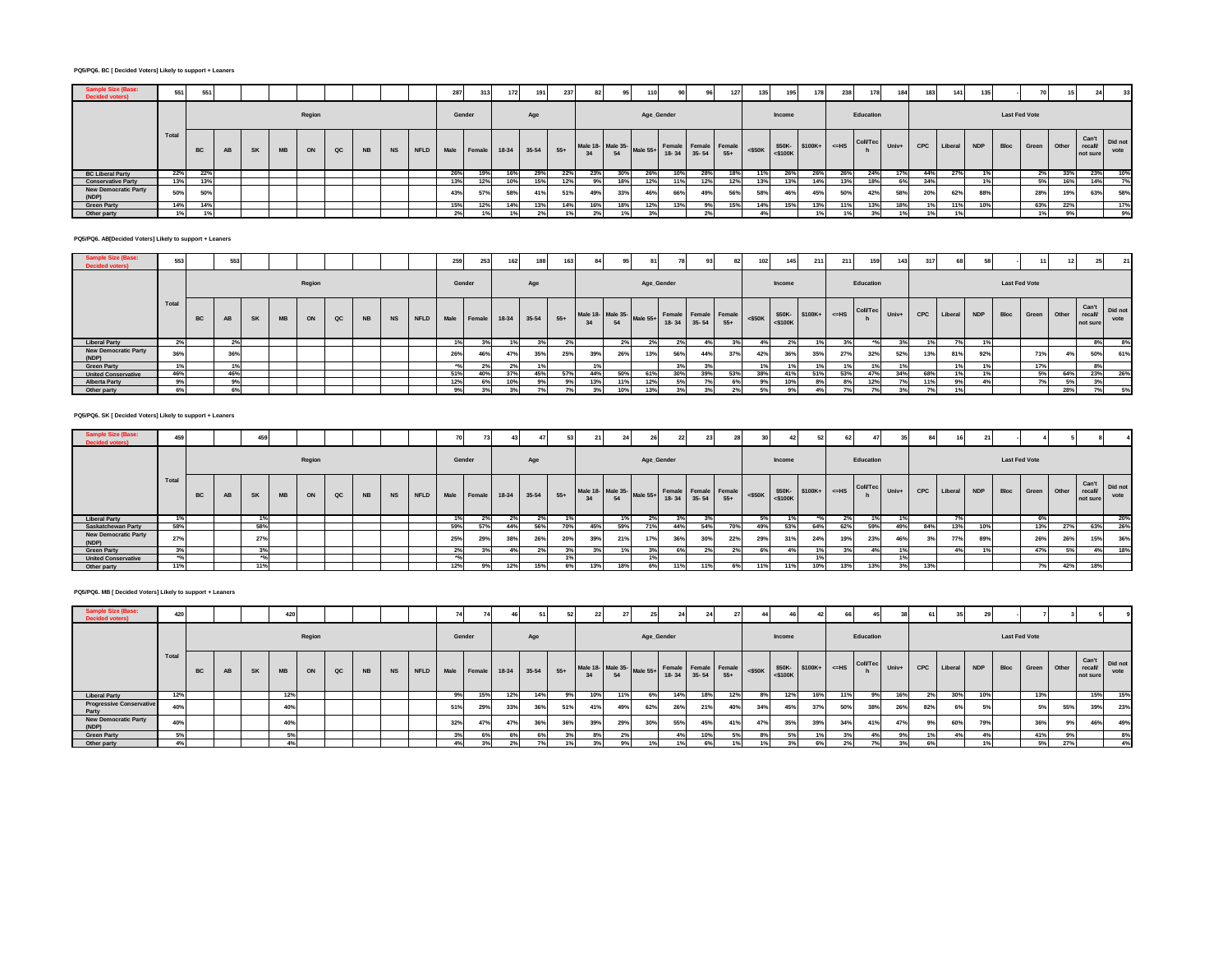**PQ5/PQ6. BC [ Decided Voters] Likely to support + Leaners**

| Sample Size (Base: Decided voters) | 551 | 551 | | | | | | | | | 287 | 313 | 172 | 191 | 237 | 82 | 95 | 110 | 90 | 96 | 127 | 135 | 195 | 178 | 238 | 178 | 184 | 183 | 141 | 135 | - | 70 | 15 | 24 | 33 |
|---|---|---|---|---|---|---|---|---|---|---|---|---|---|---|---|---|---|---|---|---|---|---|---|---|---|---|---|---|---|---|---|---|---|---|---|
| | Total | Region | | | | | | | | | Gender | | Age | | | Age_Gender | | | | | | Income | | | Education | | | Last Fed Vote | | | | | | | |
| | | BC | AB | SK | MB | ON | QC | NB | NS | NFLD | Male | Female | 18-34 | 35-54 | 55+ | Male 18-34 | Male 35-54 | Male 55+ | Female 18-34 | Female 35-54 | Female 55+ | <$50K | $50K-<$100K | $100K+ | <=HS | Coll/Tech | Univ+ | CPC | Liberal | NDP | Bloc | Green | Other | Can't recall/ not sure | Did not vote |
| BC Liberal Party | 22% | 22% | | | | | | | | | 26% | 19% | 16% | 29% | 22% | 23% | 30% | 26% | 10% | 28% | 18% | 11% | 26% | 26% | 26% | 24% | 17% | 44% | 27% | 1% | | 2% | 33% | 23% | 10% |
| Conservative Party | 13% | 13% | | | | | | | | | 13% | 12% | 10% | 15% | 12% | 9% | 18% | 12% | 11% | 12% | 12% | 13% | 13% | 14% | 13% | 18% | 6% | 34% | | 1% | | 5% | 16% | 14% | 7% |
| New Democratic Party (NDP) | 50% | 50% | | | | | | | | | 43% | 57% | 58% | 41% | 51% | 49% | 33% | 46% | 66% | 49% | 56% | 58% | 46% | 45% | 50% | 42% | 58% | 20% | 62% | 88% | | 28% | 19% | 63% | 58% |
| Green Party | 14% | 14% | | | | | | | | | 15% | 12% | 14% | 13% | 14% | 16% | 18% | 12% | 13% | 9% | 15% | 14% | 15% | 13% | 11% | 13% | 18% | 1% | 11% | 10% | | 63% | 22% | | 17% |
| Other party | 1% | 1% | | | | | | | | | 2% | 1% | 1% | 2% | 1% | 2% | 1% | 3% | | 2% | | 4% | | 1% | 1% | 3% | 1% | 1% | 1% | | | 1% | 9% | | 9% |

**PQ5/PQ6. AB[Decided Voters] Likely to support + Leaners**

| Sample Size (Base: Decided voters) | 553 | | 553 | | | | | | | | 259 | 253 | 162 | 188 | 163 | 84 | 95 | 81 | 78 | 93 | 82 | 102 | 145 | 211 | 211 | 159 | 143 | 317 | 68 | 58 | - | 11 | 12 | 25 | 21 |
|---|---|---|---|---|---|---|---|---|---|---|---|---|---|---|---|---|---|---|---|---|---|---|---|---|---|---|---|---|---|---|---|---|---|---|---|
| | Total | Region | | | | | | | | | Gender | | Age | | | Age_Gender | | | | | | Income | | | Education | | | Last Fed Vote | | | | | | | |
| | | BC | AB | SK | MB | ON | QC | NB | NS | NFLD | Male | Female | 18-34 | 35-54 | 55+ | Male 18-34 | Male 35-54 | Male 55+ | Female 18-34 | Female 35-54 | Female 55+ | <$50K | $50K-<$100K | $100K+ | <=HS | Coll/Tech | Univ+ | CPC | Liberal | NDP | Bloc | Green | Other | Can't recall/ not sure | Did not vote |
| Liberal Party | 2% | | 2% | | | | | | | | 1% | 3% | 1% | 3% | 2% | | 2% | 2% | 2% | 4% | 3% | 4% | 2% | 1% | 3% | *% | 3% | 1% | 7% | 1% | | | | 8% | 8% |
| New Democratic Party (NDP) | 36% | | 36% | | | | | | | | 26% | 46% | 47% | 35% | 25% | 39% | 26% | 13% | 56% | 44% | 37% | 42% | 36% | 35% | 27% | 32% | 52% | 13% | 81% | 92% | | 71% | 4% | 50% | 61% |
| Green Party | 1% | | 1% | | | | | | | | *% | 2% | 2% | 1% | | 1% | | | 3% | 3% | | 1% | 1% | 1% | 1% | 1% | 1% | | 1% | 1% | | 17% | | 8% | |
| United Conservative | 46% | | 46% | | | | | | | | 51% | 40% | 37% | 45% | 57% | 44% | 50% | 61% | 30% | 39% | 53% | 38% | 41% | 51% | 53% | 47% | 34% | 68% | 1% | 1% | | 5% | 64% | 23% | 26% |
| Alberta Party | 9% | | 9% | | | | | | | | 12% | 6% | 10% | 9% | 9% | 13% | 11% | 12% | 5% | 7% | 6% | 9% | 10% | 8% | 8% | 12% | 7% | 11% | 9% | 4% | | 7% | 5% | 3% | |
| Other party | 6% | | 6% | | | | | | | | 9% | 3% | 3% | 7% | 7% | 3% | 10% | 13% | 3% | 3% | 2% | 5% | 9% | 4% | 7% | 7% | 3% | 7% | 1% | | | | 28% | 7% | 5% |

**PQ5/PQ6. SK [ Decided Voters] Likely to support + Leaners**

| Sample Size (Base: Decided voters) | 459 | | | 459 | | | | | | | 70 | 73 | 43 | 47 | 53 | 21 | 24 | 26 | 22 | 23 | 28 | 30 | 42 | 52 | 62 | 47 | 35 | 84 | 16 | 21 | - | 4 | 5 | 8 | 4 |
|---|---|---|---|---|---|---|---|---|---|---|---|---|---|---|---|---|---|---|---|---|---|---|---|---|---|---|---|---|---|---|---|---|---|---|---|
| | Total | Region | | | | | | | | | Gender | | Age | | | Age_Gender | | | | | | Income | | | Education | | | Last Fed Vote | | | | | | | |
| | | BC | AB | SK | MB | ON | QC | NB | NS | NFLD | Male | Female | 18-34 | 35-54 | 55+ | Male 18-34 | Male 35-54 | Male 55+ | Female 18-34 | Female 35-54 | Female 55+ | <$50K | $50K-<$100K | $100K+ | <=HS | Coll/Tech | Univ+ | CPC | Liberal | NDP | Bloc | Green | Other | Can't recall/ not sure | Did not vote |
| Liberal Party | 1% | | | 1% | | | | | | | 1% | 2% | 2% | 2% | 1% | | 1% | 2% | 3% | 3% | | 5% | 1% | *% | 2% | 1% | 1% | | 7% | | | 6% | | | 20% |
| Saskatchewan Party | 58% | | | 58% | | | | | | | 59% | 57% | 44% | 56% | 70% | 45% | 59% | 71% | 44% | 54% | 70% | 49% | 53% | 64% | 62% | 59% | 49% | 84% | 13% | 10% | | 13% | 27% | 63% | 26% |
| New Democratic Party (NDP) | 27% | | | 27% | | | | | | | 25% | 29% | 38% | 26% | 20% | 39% | 21% | 17% | 36% | 30% | 22% | 29% | 31% | 24% | 19% | 23% | 46% | 3% | 77% | 89% | | 26% | 26% | 15% | 36% |
| Green Party | 3% | | | 3% | | | | | | | 2% | 3% | 4% | 2% | 3% | 3% | 1% | 3% | 6% | 2% | 2% | 6% | 4% | 1% | 3% | 4% | 1% | | 4% | 1% | | 47% | 5% | 4% | 18% |
| United Conservative | *% | | | *% | | | | | | | *% | | | | 1% | | | 1% | | | | | | 1% | | | 1% | | | | | | | | |
| Other party | 11% | | | 11% | | | | | | | 12% | 9% | 12% | 15% | 6% | 13% | 18% | 6% | 11% | 11% | 6% | 11% | 11% | 10% | 13% | 13% | 3% | 13% | | | | 7% | 42% | 18% | |

**PQ5/PQ6. MB [ Decided Voters] Likely to support + Leaners**

| Sample Size (Base: Decided voters) | 420 | | | | 420 | | | | | | 74 | 74 | 46 | 51 | 52 | 22 | 27 | 25 | 24 | 24 | 27 | 44 | 46 | 42 | 66 | 45 | 38 | 61 | 35 | 29 | - | 7 | 3 | 5 | 9 |
|---|---|---|---|---|---|---|---|---|---|---|---|---|---|---|---|---|---|---|---|---|---|---|---|---|---|---|---|---|---|---|---|---|---|---|---|
| | Total | Region | | | | | | | | | Gender | | Age | | | Age_Gender | | | | | | Income | | | Education | | | Last Fed Vote | | | | | | | |
| | | BC | AB | SK | MB | ON | QC | NB | NS | NFLD | Male | Female | 18-34 | 35-54 | 55+ | Male 18-34 | Male 35-54 | Male 55+ | Female 18-34 | Female 35-54 | Female 55+ | <$50K | $50K-<$100K | $100K+ | <=HS | Coll/Tech | Univ+ | CPC | Liberal | NDP | Bloc | Green | Other | Can't recall/ not sure | Did not vote |
| Liberal Party | 12% | | | | 12% | | | | | | 9% | 15% | 12% | 14% | 9% | 10% | 11% | 6% | 14% | 18% | 12% | 8% | 12% | 16% | 11% | 9% | 16% | 2% | 30% | 10% | | 13% | | 15% | 15% |
| Progressive Conservative Party | 40% | | | | 40% | | | | | | 51% | 29% | 33% | 36% | 51% | 41% | 49% | 62% | 26% | 21% | 40% | 34% | 45% | 37% | 50% | 38% | 26% | 82% | 6% | 5% | | 5% | 55% | 39% | 23% |
| New Democratic Party (NDP) | 40% | | | | 40% | | | | | | 32% | 47% | 47% | 36% | 36% | 39% | 29% | 30% | 55% | 45% | 41% | 47% | 35% | 39% | 34% | 41% | 47% | 9% | 60% | 79% | | 36% | 9% | 46% | 49% |
| Green Party | 5% | | | | 5% | | | | | | 3% | 6% | 6% | 6% | 3% | 8% | 2% | | 4% | 10% | 5% | 8% | 5% | 1% | 3% | 4% | 9% | 1% | 4% | 4% | | 41% | 9% | | 8% |
| Other party | 4% | | | | 4% | | | | | | 4% | 3% | 2% | 7% | 1% | 3% | 9% | 1% | 1% | 6% | 1% | 1% | 3% | 6% | 2% | 7% | 3% | 6% | | 1% | | 5% | 27% | | 4% |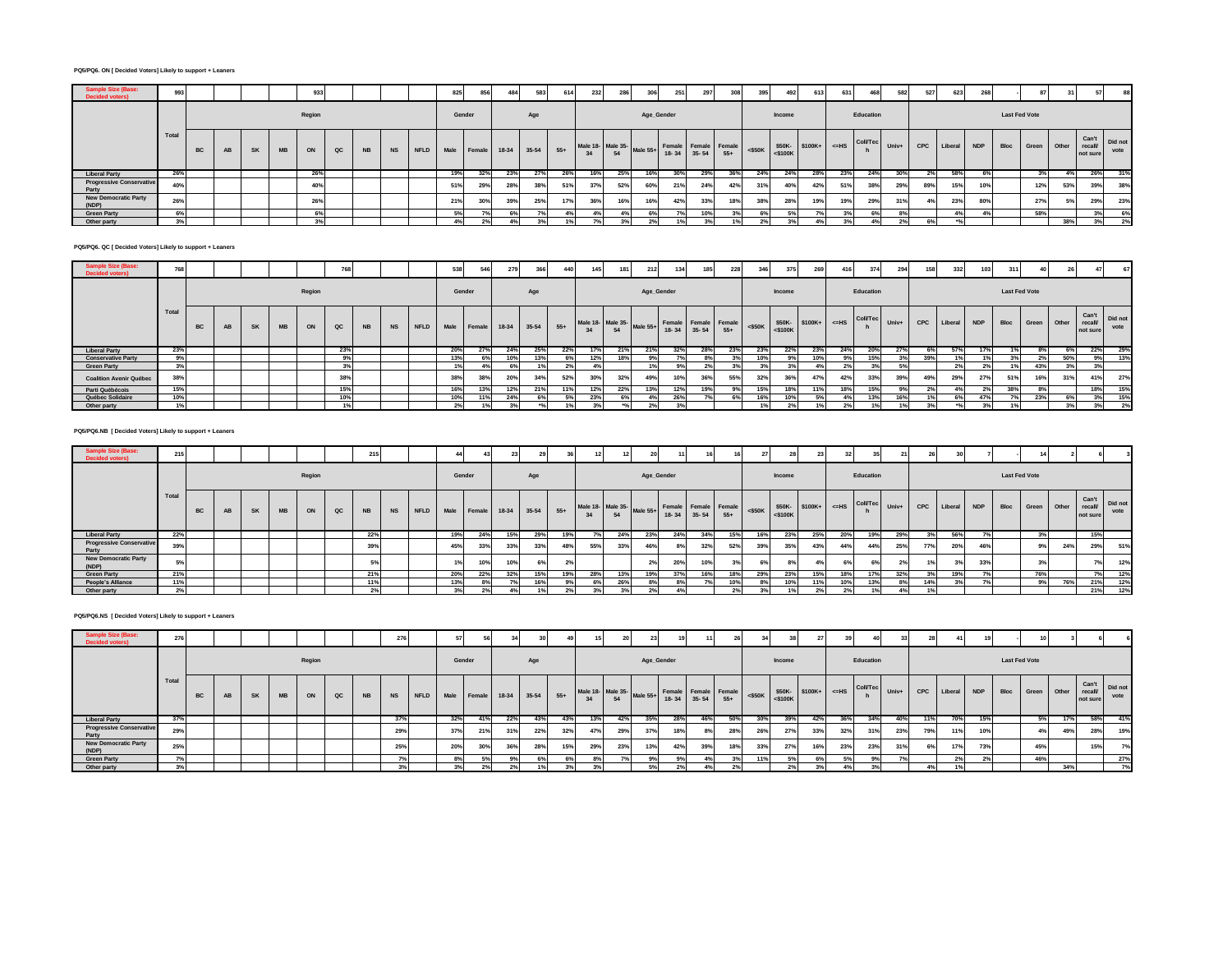**PQ5/PQ6. ON [ Decided Voters] Likely to support + Leaners**

| | Total | Region | | | | | | | | | Gender | | Age | | | Age_Gender | | | | | | Income | | | Education | | | Last Fed Vote | | | | | | | |
|---|---|---|---|---|---|---|---|---|---|---|---|---|---|---|---|---|---|---|---|---|---|---|---|---|---|---|---|---|---|---|---|---|---|---|---|
| | | BC | AB | SK | MB | ON | QC | NB | NS | NFLD | Male | Female | 18-34 | 35-54 | 55+ | Male 18-34 | Male 35-54 | Male 55+ | Female 18-34 | Female 35-54 | Female 55+ | <$50K | $50K-<$100K | $100K+ | <=HS | Coll/Tech | Univ+ | CPC | Liberal | NDP | Bloc | Green | Other | Can't recall/ not sure | Did not vote |
| Sample Size (Base: Decided voters) | 993 | | | | | 933 | | | | | 825 | 856 | 484 | 583 | 614 | 232 | 286 | 306 | 251 | 297 | 308 | 395 | 492 | 613 | 631 | 468 | 582 | 527 | 623 | 268 | - | 87 | 31 | 57 | 88 |
| Liberal Party | 26% | | | | | 26% | | | | | 19% | 32% | 23% | 27% | 26% | 16% | 25% | 16% | 30% | 29% | 36% | 24% | 24% | 28% | 23% | 24% | 30% | 2% | 58% | 6% | | 3% | 4% | 26% | 31% |
| Progressive Conservative Party | 40% | | | | | 40% | | | | | 51% | 29% | 28% | 38% | 51% | 37% | 52% | 60% | 21% | 24% | 42% | 31% | 40% | 42% | 51% | 38% | 29% | 89% | 15% | 10% | | 12% | 53% | 39% | 38% |
| New Democratic Party (NDP) | 26% | | | | | 26% | | | | | 21% | 30% | 39% | 25% | 17% | 36% | 16% | 16% | 42% | 33% | 18% | 38% | 28% | 19% | 19% | 29% | 31% | 4% | 23% | 80% | | 27% | 5% | 29% | 23% |
| Green Party | 6% | | | | | 6% | | | | | 5% | 7% | 6% | 7% | 4% | 4% | 4% | 6% | 7% | 10% | 3% | 6% | 5% | 7% | 3% | 6% | 8% | | 4% | 4% | | 58% | | 3% | 6% |
| Other party | 3% | | | | | 3% | | | | | 4% | 2% | 4% | 3% | 1% | 7% | 3% | 2% | 1% | 3% | 1% | 2% | 3% | 4% | 3% | 4% | 2% | 6% | *% | | | | 38% | 3% | 2% |

**PQ5/PQ6. QC [ Decided Voters] Likely to support + Leaners**

| | Total | Region | | | | | | | | | Gender | | Age | | | Age_Gender | | | | | | Income | | | Education | | | Last Fed Vote | | | | | | | |
|---|---|---|---|---|---|---|---|---|---|---|---|---|---|---|---|---|---|---|---|---|---|---|---|---|---|---|---|---|---|---|---|---|---|---|---|
| | | BC | AB | SK | MB | ON | QC | NB | NS | NFLD | Male | Female | 18-34 | 35-54 | 55+ | Male 18-34 | Male 35-54 | Male 55+ | Female 18-34 | Female 35-54 | Female 55+ | <$50K | $50K-<$100K | $100K+ | <=HS | Coll/Tech | Univ+ | CPC | Liberal | NDP | Bloc | Green | Other | Can't recall/ not sure | Did not vote |
| Sample Size (Base: Decided voters) | 768 | | | | | | 768 | | | | 538 | 546 | 279 | 366 | 440 | 145 | 181 | 212 | 134 | 185 | 228 | 346 | 375 | 269 | 416 | 374 | 294 | 158 | 332 | 103 | 311 | 40 | 26 | 47 | 67 |
| Liberal Party | 23% | | | | | | 23% | | | | 20% | 27% | 24% | 25% | 22% | 17% | 21% | 21% | 32% | 28% | 23% | 23% | 22% | 23% | 24% | 20% | 27% | 6% | 57% | 17% | 1% | 8% | 6% | 22% | 29% |
| Conservative Party | 9% | | | | | | 9% | | | | 13% | 6% | 10% | 13% | 6% | 12% | 18% | 9% | 7% | 8% | 3% | 10% | 9% | 10% | 9% | 15% | 3% | 39% | 1% | 1% | 3% | 2% | 50% | 9% | 13% |
| Green Party | 3% | | | | | | 3% | | | | 1% | 4% | 6% | 1% | 2% | 4% | | 1% | 9% | 2% | 3% | 3% | 3% | 4% | 2% | 3% | 5% | | 2% | 2% | 1% | 43% | 3% | 3% | |
| Coalition Avenir Québec | 38% | | | | | | 38% | | | | 38% | 38% | 20% | 34% | 52% | 30% | 32% | 49% | 10% | 36% | 55% | 32% | 36% | 47% | 42% | 33% | 39% | 49% | 29% | 27% | 51% | 16% | 31% | 41% | 27% |
| Parti Québécois | 15% | | | | | | 15% | | | | 16% | 13% | 12% | 21% | 11% | 12% | 22% | 13% | 12% | 19% | 9% | 15% | 18% | 11% | 18% | 15% | 9% | 2% | 4% | 2% | 38% | 8% | | 18% | 15% |
| Québec Solidaire | 10% | | | | | | 10% | | | | 10% | 11% | 24% | 6% | 5% | 23% | 6% | 4% | 26% | 7% | 6% | 16% | 10% | 5% | 4% | 13% | 16% | 1% | 6% | 47% | 7% | 23% | 6% | 3% | 15% |
| Other party | 1% | | | | | | 1% | | | | 2% | 1% | 3% | *% | 1% | 3% | *% | 2% | 3% | | | 1% | 2% | 1% | 2% | 1% | 1% | 3% | *% | 3% | 1% | | 3% | 3% | 2% |

**PQ5/PQ6.NB [ Decided Voters] Likely to support + Leaners**

| | Total | Region | | | | | | | | | Gender | | Age | | | Age_Gender | | | | | | Income | | | Education | | | Last Fed Vote | | | | | | | |
|---|---|---|---|---|---|---|---|---|---|---|---|---|---|---|---|---|---|---|---|---|---|---|---|---|---|---|---|---|---|---|---|---|---|---|---|
| | | BC | AB | SK | MB | ON | QC | NB | NS | NFLD | Male | Female | 18-34 | 35-54 | 55+ | Male 18-34 | Male 35-54 | Male 55+ | Female 18-34 | Female 35-54 | Female 55+ | <$50K | $50K-<$100K | $100K+ | <=HS | Coll/Tech | Univ+ | CPC | Liberal | NDP | Bloc | Green | Other | Can't recall/ not sure | Did not vote |
| Sample Size (Base: Decided voters) | 215 | | | | | | | 215 | | | 44 | 43 | 23 | 29 | 36 | 12 | 12 | 20 | 11 | 16 | 16 | 27 | 28 | 23 | 32 | 35 | 21 | 26 | 30 | 7 | - | 14 | 2 | 6 | 3 |
| Liberal Party | 22% | | | | | | | 22% | | | 19% | 24% | 15% | 29% | 19% | 7% | 24% | 23% | 24% | 34% | 15% | 16% | 23% | 25% | 20% | 19% | 29% | 3% | 56% | 7% | | 3% | | 15% | |
| Progressive Conservative Party | 39% | | | | | | | 39% | | | 45% | 33% | 33% | 33% | 48% | 55% | 33% | 46% | 8% | 32% | 52% | 39% | 35% | 43% | 44% | 44% | 25% | 77% | 20% | 46% | | 9% | 24% | 29% | 51% |
| New Democratic Party (NDP) | 5% | | | | | | | 5% | | | 1% | 10% | 10% | 6% | 2% | | | 2% | 20% | 10% | 3% | 6% | 8% | 4% | 6% | 6% | 2% | 1% | 3% | 33% | | 3% | | 7% | 12% |
| Green Party | 21% | | | | | | | 21% | | | 20% | 22% | 32% | 15% | 19% | 28% | 13% | 19% | 37% | 16% | 18% | 29% | 23% | 15% | 18% | 17% | 32% | 3% | 19% | 7% | | 76% | | 7% | 12% |
| People's Alliance | 11% | | | | | | | 11% | | | 13% | 8% | 7% | 16% | 9% | 6% | 26% | 8% | 8% | 7% | 10% | 8% | 10% | 11% | 10% | 13% | 8% | 14% | 3% | 7% | | 9% | 76% | 21% | 12% |
| Other party | 2% | | | | | | | 2% | | | 3% | 2% | 4% | 1% | 2% | 3% | 3% | 2% | 4% | | 2% | 3% | 1% | 2% | 2% | 1% | 4% | 1% | | | | | | 21% | 12% |

**PQ5/PQ6.NS [ Decided Voters] Likely to support + Leaners**

| | Total | Region | | | | | | | | | Gender | | Age | | | Age_Gender | | | | | | Income | | | Education | | | Last Fed Vote | | | | | | | |
|---|---|---|---|---|---|---|---|---|---|---|---|---|---|---|---|---|---|---|---|---|---|---|---|---|---|---|---|---|---|---|---|---|---|---|---|
| | | BC | AB | SK | MB | ON | QC | NB | NS | NFLD | Male | Female | 18-34 | 35-54 | 55+ | Male 18-34 | Male 35-54 | Male 55+ | Female 18-34 | Female 35-54 | Female 55+ | <$50K | $50K-<$100K | $100K+ | <=HS | Coll/Tech | Univ+ | CPC | Liberal | NDP | Bloc | Green | Other | Can't recall/ not sure | Did not vote |
| Sample Size (Base: Decided voters) | 276 | | | | | | | | 276 | | 57 | 56 | 34 | 30 | 49 | 15 | 20 | 23 | 19 | 11 | 26 | 34 | 38 | 27 | 39 | 40 | 33 | 28 | 41 | 19 | - | 10 | 3 | 6 | 6 |
| Liberal Party | 37% | | | | | | | | 37% | | 32% | 41% | 22% | 43% | 43% | 13% | 42% | 35% | 28% | 46% | 50% | 30% | 39% | 42% | 36% | 34% | 40% | 11% | 70% | 15% | | 5% | 17% | 58% | 41% |
| Progressive Conservative Party | 29% | | | | | | | | 29% | | 37% | 21% | 31% | 22% | 32% | 47% | 29% | 37% | 18% | 8% | 28% | 26% | 27% | 33% | 32% | 31% | 23% | 79% | 11% | 10% | | 4% | 49% | 28% | 19% |
| New Democratic Party (NDP) | 25% | | | | | | | | 25% | | 20% | 30% | 36% | 28% | 15% | 29% | 23% | 13% | 42% | 39% | 18% | 33% | 27% | 16% | 23% | 23% | 31% | 6% | 17% | 73% | | 45% | | 15% | 7% |
| Green Party | 7% | | | | | | | | 7% | | 8% | 5% | 9% | 6% | 6% | 8% | 7% | 9% | 9% | 4% | 3% | 11% | 5% | 6% | 5% | 9% | 7% | | 2% | 2% | | 46% | | | 27% |
| Other party | 3% | | | | | | | | 3% | | 3% | 2% | 2% | 1% | 3% | 3% | | 5% | 2% | 4% | 2% | | 2% | 3% | 4% | 3% | | 4% | 1% | | | | 34% | | 7% |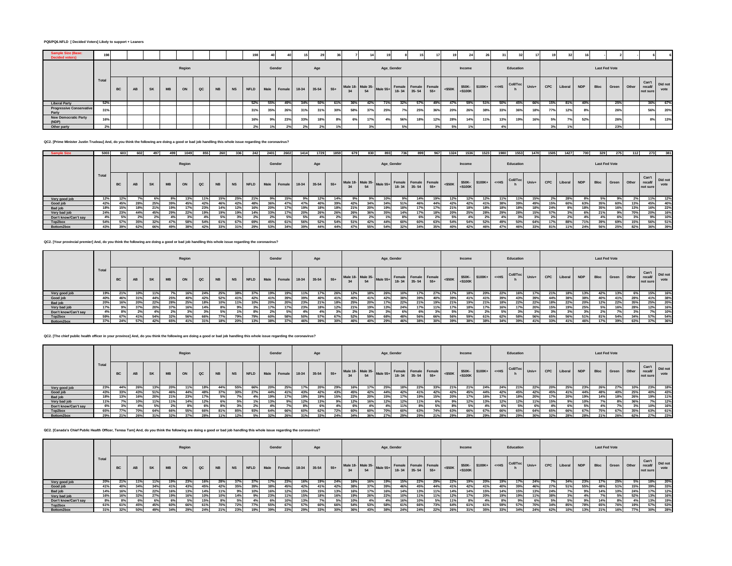**PQ5/PQ6.NFLD [ Decided Voters] Likely to support + Leaners**

| | Total | Region | | | | | | | | | Gender | | Age | | | Age_Gender | | | | | | Income | | | Education | | | Last Fed Vote | | | | | | | |
|---|---|---|---|---|---|---|---|---|---|---|---|---|---|---|---|---|---|---|---|---|---|---|---|---|---|---|---|---|---|---|---|---|---|---|---|
| | | BC | AB | SK | MB | ON | QC | NB | NS | NFLD | Male | Female | 18-34 | 35-54 | 55+ | Male 18-34 | Male 35-54 | Male 55+ | Female 18-34 | Female 35-54 | Female 55+ | <$50K | $50K-<$100K | $100K+ | <=HS | Coll/Tech | Univ+ | CPC | Liberal | NDP | Bloc | Green | Other | Can't recall/not sure | Did not vote |
| Sample Size (Base: Decided voters) | 198 | | | | | | | | | 198 | 40 | 40 | 15 | 29 | 36 | 7 | 14 | 19 | 8 | 15 | 17 | 19 | 24 | 26 | 31 | 32 | 17 | 19 | 32 | 16 | - | 2 | - | 6 | 6 |
| Liberal Party | 52% | | | | | | | | | 52% | 55% | 49% | 34% | 50% | 61% | 36% | 42% | 71% | 32% | 57% | 49% | 47% | 59% | 51% | 50% | 45% | 66% | 15% | 81% | 40% | | 25% | | 36% | 67% |
| Progressive Conservative Party | 31% | | | | | | | | | 31% | 35% | 26% | 31% | 31% | 30% | 58% | 37% | 25% | 7% | 25% | 36% | 20% | 26% | 38% | 33% | 36% | 18% | 77% | 12% | 8% | | 26% | | 56% | 20% |
| New Democratic Party (NDP) | 16% | | | | | | | | | 16% | 9% | 23% | 33% | 18% | 8% | 6% | 17% | 4% | 56% | 18% | 12% | 28% | 14% | 11% | 13% | 19% | 16% | 5% | 7% | 52% | | 26% | | 8% | 13% |
| Other party | 2% | | | | | | | | | 2% | 1% | 2% | 2% | 2% | 1% | | 3% | | 5% | | 3% | 5% | 1% | | 4% | | | 3% | 1% | | | 23% | | | |

**QC2. [Prime Minister Justin Trudeau] And, do you think the following are doing a good or bad job handling this whole issue regarding the coronavirus?**

| | Total | Region | | | | | | | | | Gender | | Age | | | Age_Gender | | | | | | Income | | | Education | | | Last Fed Vote | | | | | | | |
|---|---|---|---|---|---|---|---|---|---|---|---|---|---|---|---|---|---|---|---|---|---|---|---|---|---|---|---|---|---|---|---|---|---|---|---|
| | | BC | AB | SK | MB | ON | QC | NB | NS | NFLD | Male | Female | 18-34 | 35-54 | 55+ | Male 18-34 | Male 35-54 | Male 55+ | Female 18-34 | Female 35-54 | Female 55+ | <$50K | $50K-<$100K | $100K+ | <=HS | Coll/Tech | Univ+ | CPC | Liberal | NDP | Bloc | Green | Other | Can't recall/not sure | Did not vote |
| Sample Size | 5003 | 603 | 602 | 497 | 499 | 1049 | 855 | 260 | 336 | 242 | 2401 | 2602 | 1414 | 1729 | 1859 | 679 | 830 | 893 | 736 | 899 | 967 | 1324 | 1536 | 1523 | 1980 | 1553 | 1470 | 1505 | 1427 | 700 | 329 | 275 | 112 | 273 | 381 |
| Very good job | 12% | 12% | 7% | 6% | 8% | 13% | 11% | 15% | 25% | 21% | 9% | 15% | 9% | 12% | 14% | 9% | 9% | 10% | 9% | 14% | 19% | 12% | 12% | 12% | 11% | 11% | 15% | 2% | 28% | 8% | 5% | 9% | 2% | 11% | 12% |
| Good job | 42% | 45% | 28% | 25% | 39% | 45% | 42% | 46% | 42% | 48% | 36% | 47% | 47% | 40% | 39% | 40% | 34% | 34% | 51% | 46% | 44% | 42% | 42% | 41% | 38% | 39% | 49% | 15% | 60% | 63% | 35% | 60% | 13% | 45% | 40% |
| Bad job | 18% | 15% | 18% | 21% | 19% | 17% | 23% | 14% | 12% | 16% | 20% | 17% | 19% | 18% | 18% | 21% | 20% | 19% | 18% | 17% | 17% | 21% | 18% | 18% | 18% | 18% | 18% | 24% | 8% | 18% | 35% | 16% | 13% | 16% | 22% |
| Very bad job | 24% | 23% | 44% | 45% | 29% | 22% | 19% | 19% | 19% | 14% | 33% | 17% | 20% | 26% | 26% | 26% | 36% | 35% | 14% | 17% | 18% | 20% | 25% | 28% | 29% | 28% | 15% | 57% | 3% | 6% | 21% | 9% | 70% | 20% | 16% |
| Don't know/Can't say | 4% | 5% | 2% | 2% | 4% | 3% | 4% | 5% | 3% | 2% | 2% | 5% | 5% | 4% | 2% | 3% | 2% | 1% | 8% | 6% | 2% | 5% | 4% | 2% | 4% | 3% | 3% | 2% | 2% | 4% | 4% | 6% | 3% | 9% | 10% |
| Top2box | 54% | 57% | 35% | 32% | 47% | 58% | 54% | 61% | 67% | 69% | 45% | 61% | 56% | 52% | 54% | 51% | 42% | 44% | 60% | 60% | 63% | 54% | 54% | 52% | 49% | 50% | 64% | 17% | 88% | 71% | 39% | 69% | 15% | 56% | 51% |
| Bottom2box | 43% | 39% | 62% | 66% | 49% | 38% | 42% | 33% | 31% | 29% | 53% | 34% | 39% | 44% | 44% | 47% | 55% | 54% | 32% | 34% | 35% | 40% | 42% | 46% | 47% | 46% | 33% | 81% | 11% | 24% | 56% | 25% | 82% | 36% | 39% |

**QC2. [Your provincial premier] And, do you think the following are doing a good or bad job handling this whole issue regarding the coronavirus?**

| | Total | Region | | | | | | | | | Gender | | Age | | | Age_Gender | | | | | | Income | | | Education | | | Last Fed Vote | | | | | | | |
|---|---|---|---|---|---|---|---|---|---|---|---|---|---|---|---|---|---|---|---|---|---|---|---|---|---|---|---|---|---|---|---|---|---|---|---|
| | | BC | AB | SK | MB | ON | QC | NB | NS | NFLD | Male | Female | 18-34 | 35-54 | 55+ | Male 18-34 | Male 35-54 | Male 55+ | Female 18-34 | Female 35-54 | Female 55+ | <$50K | $50K-<$100K | $100K+ | <=HS | Coll/Tech | Univ+ | CPC | Liberal | NDP | Bloc | Green | Other | Can't recall/not sure | Did not vote |
| Very good job | 19% | 21% | 10% | 11% | 7% | 16% | 24% | 25% | 38% | 37% | 19% | 19% | 11% | 17% | 26% | 12% | 18% | 26% | 10% | 17% | 27% | 17% | 18% | 20% | 22% | 16% | 17% | 21% | 18% | 13% | 42% | 13% | 6% | 15% | 16% |
| Good job | 40% | 46% | 31% | 44% | 25% | 40% | 42% | 52% | 41% | 42% | 41% | 39% | 39% | 40% | 41% | 40% | 41% | 42% | 38% | 39% | 40% | 39% | 41% | 41% | 39% | 43% | 39% | 44% | 38% | 38% | 40% | 41% | 28% | 41% | 38% |
| Bad job | 20% | 16% | 20% | 22% | 28% | 25% | 18% | 10% | 11% | 10% | 20% | 20% | 23% | 21% | 18% | 25% | 20% | 17% | 22% | 21% | 19% | 21% | 19% | 21% | 18% | 22% | 22% | 18% | 22% | 20% | 12% | 22% | 35% | 25% | 20% |
| Very bad job | 17% | 9% | 37% | 20% | 37% | 16% | 14% | 8% | 9% | 3% | 17% | 17% | 23% | 18% | 12% | 21% | 19% | 13% | 24% | 17% | 11% | 17% | 18% | 17% | 16% | 17% | 20% | 15% | 19% | 25% | 5% | 16% | 28% | 12% | 16% |
| Don't know/Can't say | 4% | 8% | 2% | 4% | 2% | 3% | 3% | 5% | 1% | 8% | 2% | 5% | 4% | 4% | 3% | 2% | 2% | 3% | 6% | 6% | 3% | 5% | 3% | 2% | 5% | 3% | 3% | 3% | 3% | 3% | 2% | 7% | 3% | 7% | 10% |
| Top2box | 59% | 67% | 41% | 54% | 32% | 56% | 66% | 77% | 79% | 79% | 60% | 58% | 50% | 57% | 67% | 52% | 59% | 68% | 48% | 56% | 66% | 56% | 59% | 61% | 62% | 58% | 56% | 65% | 56% | 51% | 81% | 54% | 34% | 57% | 54% |
| Bottom2box | 37% | 24% | 57% | 42% | 65% | 41% | 31% | 18% | 20% | 13% | 38% | 37% | 46% | 39% | 30% | 46% | 40% | 29% | 46% | 38% | 30% | 39% | 38% | 38% | 34% | 39% | 41% | 33% | 41% | 46% | 17% | 39% | 63% | 37% | 36% |

**QC2. [The chief public health officer in your province] And, do you think the following are doing a good or bad job handling this whole issue regarding the coronavirus?**

| | Total | Region | | | | | | | | | Gender | | Age | | | Age_Gender | | | | | | Income | | | Education | | | Last Fed Vote | | | | | | | |
|---|---|---|---|---|---|---|---|---|---|---|---|---|---|---|---|---|---|---|---|---|---|---|---|---|---|---|---|---|---|---|---|---|---|---|---|
| | | BC | AB | SK | MB | ON | QC | NB | NS | NFLD | Male | Female | 18-34 | 35-54 | 55+ | Male 18-34 | Male 35-54 | Male 55+ | Female 18-34 | Female 35-54 | Female 55+ | <$50K | $50K-<$100K | $100K+ | <=HS | Coll/Tech | Univ+ | CPC | Liberal | NDP | Bloc | Green | Other | Can't recall/not sure | Did not vote |
| Very good job | 23% | 44% | 26% | 13% | 20% | 11% | 18% | 44% | 55% | 37% | 20% | 25% | 17% | 20% | 29% | 16% | 17% | 25% | 18% | 22% | 33% | 21% | 21% | 24% | 24% | 21% | 22% | 20% | 25% | 23% | 26% | 27% | 10% | 23% | 18% |
| Good job | 43% | 33% | 43% | 51% | 46% | 44% | 48% | 37% | 30% | 27% | 44% | 41% | 43% | 42% | 43% | 45% | 42% | 44% | 42% | 41% | 42% | 42% | 45% | 44% | 42% | 45% | 42% | 45% | 41% | 44% | 48% | 40% | 25% | 40% | 43% |
| Bad job | 18% | 13% | 16% | 20% | 21% | 23% | 17% | 5% | 7% | 4% | 19% | 17% | 19% | 19% | 15% | 22% | 20% | 15% | 17% | 19% | 15% | 20% | 17% | 16% | 17% | 18% | 20% | 17% | 20% | 19% | 14% | 18% | 26% | 19% | 11% |
| Very bad job | 11% | 7% | 10% | 11% | 11% | 14% | 12% | 6% | 5% | 1% | 13% | 9% | 12% | 13% | 9% | 12% | 16% | 12% | 12% | 11% | 6% | 9% | 12% | 13% | 12% | 12% | 11% | 15% | 9% | 10% | 7% | 8% | 36% | 7% | 12% |
| Don't know/Can't say | 6% | 3% | 4% | 5% | 2% | 8% | 6% | 8% | 3% | 2% | 4% | 7% | 8% | 6% | 4% | 6% | 4% | 4% | 11% | 8% | 5% | 8% | 5% | 4% | 6% | 5% | 6% | 4% | 6% | 5% | 4% | 7% | 3% | 10% | 16% |
| Top2box | 65% | 77% | 70% | 64% | 66% | 55% | 66% | 81% | 85% | 93% | 64% | 66% | 60% | 62% | 72% | 60% | 60% | 70% | 60% | 63% | 74% | 63% | 66% | 67% | 66% | 65% | 64% | 65% | 66% | 67% | 75% | 67% | 35% | 63% | 61% |
| Bottom2box | 29% | 21% | 26% | 31% | 32% | 37% | 28% | 11% | 12% | 5% | 32% | 26% | 31% | 33% | 24% | 34% | 36% | 27% | 29% | 29% | 21% | 29% | 29% | 29% | 28% | 29% | 30% | 32% | 28% | 28% | 21% | 26% | 62% | 27% | 23% |

**QC2. [Canada's Chief Public Health Officer, Teresa Tam] And, do you think the following are doing a good or bad job handling this whole issue regarding the coronavirus?**

| | Total | Region | | | | | | | | | Gender | | Age | | | Age_Gender | | | | | | Income | | | Education | | | Last Fed Vote | | | | | | | |
|---|---|---|---|---|---|---|---|---|---|---|---|---|---|---|---|---|---|---|---|---|---|---|---|---|---|---|---|---|---|---|---|---|---|---|---|
| | | BC | AB | SK | MB | ON | QC | NB | NS | NFLD | Male | Female | 18-34 | 35-54 | 55+ | Male 18-34 | Male 35-54 | Male 55+ | Female 18-34 | Female 35-54 | Female 55+ | <$50K | $50K-<$100K | $100K+ | <=HS | Coll/Tech | Univ+ | CPC | Liberal | NDP | Bloc | Green | Other | Can't recall/not sure | Did not vote |
| Very good job | 20% | 21% | 11% | 11% | 19% | 23% | 16% | 28% | 37% | 37% | 17% | 23% | 16% | 19% | 24% | 16% | 16% | 19% | 15% | 22% | 29% | 22% | 19% | 20% | 19% | 17% | 24% | 7% | 34% | 23% | 17% | 25% | 5% | 18% | 20% |
| Good job | 41% | 40% | 34% | 34% | 41% | 43% | 45% | 42% | 35% | 39% | 38% | 45% | 42% | 41% | 42% | 38% | 37% | 39% | 46% | 45% | 44% | 41% | 42% | 41% | 40% | 39% | 46% | 27% | 51% | 55% | 48% | 51% | 15% | 39% | 33% |
| Bad job | 14% | 16% | 17% | 22% | 16% | 13% | 14% | 11% | 9% | 10% | 16% | 12% | 15% | 15% | 13% | 16% | 17% | 16% | 14% | 13% | 11% | 14% | 14% | 15% | 14% | 15% | 13% | 24% | 7% | 9% | 14% | 10% | 24% | 17% | 12% |
| Very bad job | 16% | 16% | 32% | 27% | 19% | 16% | 10% | 10% | 14% | 9% | 23% | 11% | 15% | 18% | 16% | 19% | 26% | 22% | 10% | 11% | 11% | 12% | 17% | 20% | 19% | 19% | 11% | 38% | 3% | 4% | 7% | 5% | 52% | 13% | 16% |
| Don't know/Can't say | 8% | 8% | 6% | 6% | 6% | 5% | 15% | 8% | 5% | 4% | 6% | 10% | 13% | 7% | 5% | 10% | 4% | 4% | 16% | 10% | 5% | 11% | 8% | 4% | 8% | 9% | 6% | 5% | 5% | 9% | 14% | 8% | 4% | 13% | 19% |
| Top2box | 61% | 61% | 45% | 45% | 60% | 66% | 61% | 70% | 72% | 77% | 55% | 67% | 57% | 60% | 66% | 54% | 53% | 58% | 61% | 66% | 73% | 64% | 61% | 61% | 59% | 57% | 70% | 34% | 85% | 78% | 65% | 76% | 19% | 57% | 53% |
| Bottom2box | 31% | 32% | 50% | 49% | 34% | 29% | 24% | 21% | 23% | 19% | 39% | 23% | 29% | 33% | 30% | 36% | 43% | 38% | 24% | 24% | 22% | 26% | 31% | 35% | 33% | 34% | 24% | 62% | 10% | 13% | 21% | 16% | 77% | 30% | 28% |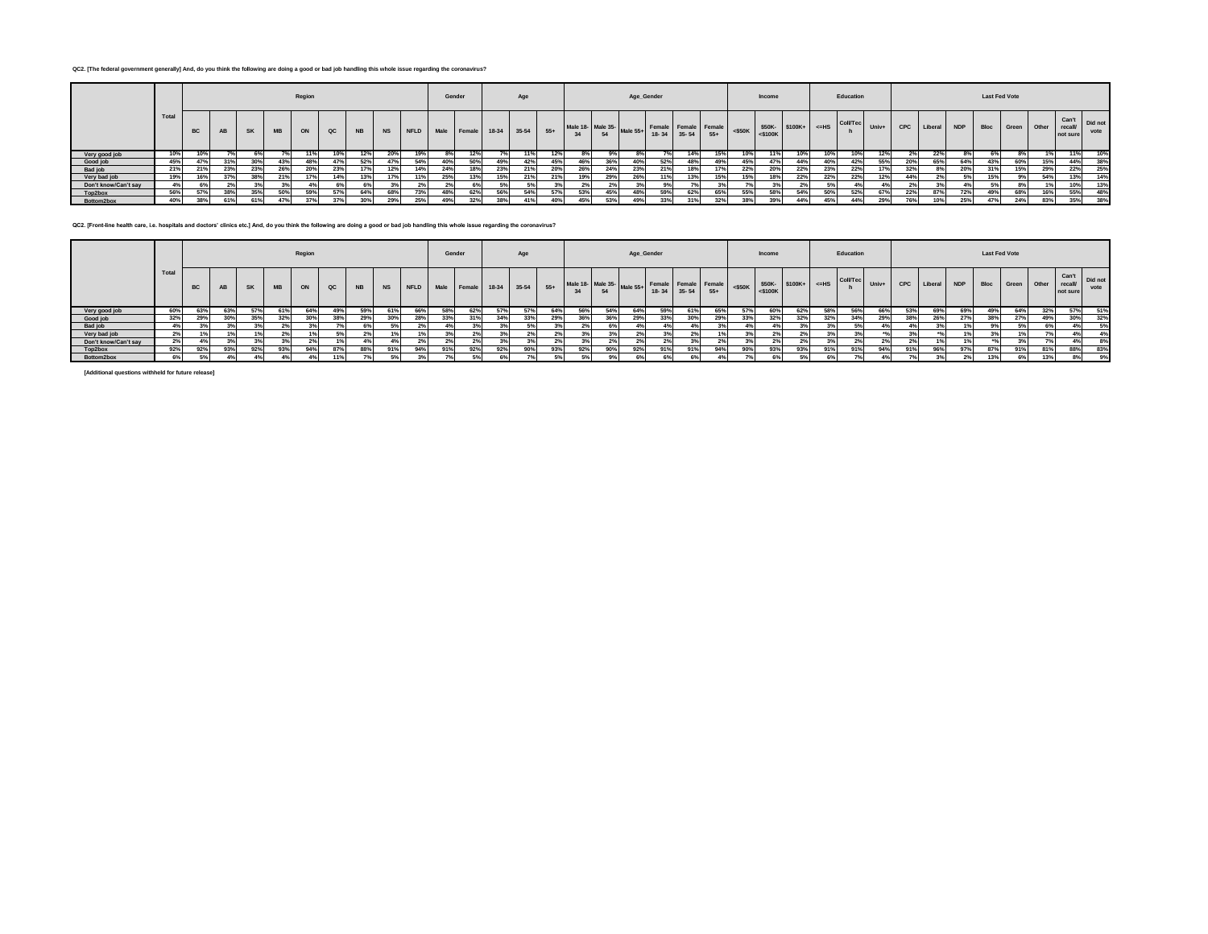QC2. [The federal government generally] And, do you think the following are doing a good or bad job handling this whole issue regarding the coronavirus?

| | Total | Region | | | | | | | | | Gender | | Age | | | Age_Gender | | | | | | Income | | | Education | | | Last Fed Vote | | | | | | | |
|---|---|---|---|---|---|---|---|---|---|---|---|---|---|---|---|---|---|---|---|---|---|---|---|---|---|---|---|---|---|---|---|---|---|---|---|
| | | BC | AB | SK | MB | ON | QC | NB | NS | NFLD | Male | Female | 18-34 | 35-54 | 55+ | Male 18-34 | Male 35-54 | Male 55+ | Female 18- 34 | Female 35- 54 | Female 55+ | <$50K | $50K-<$100K | $100K+ | <=HS | Coll/Tech | Univ+ | CPC | Liberal | NDP | Bloc | Green | Other | Can't recall/ not sure | Did not vote |
| Very good job | 10% | 10% | 7% | 6% | 7% | 11% | 10% | 12% | 20% | 19% | 8% | 12% | 7% | 11% | 12% | 8% | 9% | 8% | 7% | 14% | 15% | 10% | 11% | 10% | 10% | 10% | 12% | 2% | 22% | 8% | 6% | 8% | 1% | 11% | 10% |
| Good job | 45% | 47% | 31% | 30% | 43% | 48% | 47% | 52% | 47% | 54% | 40% | 50% | 49% | 42% | 45% | 46% | 36% | 40% | 52% | 48% | 49% | 45% | 47% | 44% | 40% | 42% | 55% | 20% | 65% | 64% | 43% | 60% | 15% | 44% | 38% |
| Bad job | 21% | 21% | 23% | 23% | 26% | 20% | 23% | 17% | 12% | 14% | 24% | 18% | 23% | 21% | 20% | 26% | 24% | 23% | 21% | 18% | 17% | 22% | 20% | 22% | 23% | 22% | 17% | 32% | 8% | 20% | 31% | 15% | 29% | 22% | 25% |
| Very bad job | 19% | 16% | 37% | 38% | 21% | 17% | 14% | 13% | 17% | 11% | 25% | 13% | 15% | 21% | 21% | 19% | 29% | 26% | 11% | 13% | 15% | 15% | 18% | 22% | 22% | 22% | 12% | 44% | 2% | 5% | 15% | 9% | 54% | 13% | 14% |
| Don't know/Can't say | 4% | 6% | 2% | 3% | 3% | 4% | 6% | 6% | 3% | 2% | 2% | 6% | 5% | 5% | 3% | 2% | 2% | 3% | 9% | 7% | 3% | 7% | 3% | 2% | 5% | 4% | 4% | 2% | 3% | 4% | 5% | 8% | 1% | 10% | 13% |
| Top2box | 56% | 57% | 38% | 35% | 50% | 59% | 57% | 64% | 68% | 73% | 48% | 62% | 56% | 54% | 57% | 53% | 45% | 48% | 59% | 62% | 65% | 55% | 58% | 54% | 50% | 52% | 67% | 22% | 87% | 72% | 49% | 68% | 16% | 55% | 48% |
| Bottom2box | 40% | 38% | 61% | 61% | 47% | 37% | 37% | 30% | 29% | 25% | 49% | 32% | 38% | 41% | 40% | 45% | 53% | 49% | 33% | 31% | 32% | 38% | 39% | 44% | 45% | 44% | 29% | 76% | 10% | 25% | 47% | 24% | 83% | 35% | 38% |

QC2. [Front-line health care, i.e. hospitals and doctors' clinics etc.] And, do you think the following are doing a good or bad job handling this whole issue regarding the coronavirus?

| | Total | Region | | | | | | | | | Gender | | Age | | | Age_Gender | | | | | | Income | | | Education | | | Last Fed Vote | | | | | | | |
|---|---|---|---|---|---|---|---|---|---|---|---|---|---|---|---|---|---|---|---|---|---|---|---|---|---|---|---|---|---|---|---|---|---|---|---|
| | | BC | AB | SK | MB | ON | QC | NB | NS | NFLD | Male | Female | 18-34 | 35-54 | 55+ | Male 18-34 | Male 35-54 | Male 55+ | Female 18- 34 | Female 35- 54 | Female 55+ | <$50K | $50K-<$100K | $100K+ | <=HS | Coll/Tech | Univ+ | CPC | Liberal | NDP | Bloc | Green | Other | Can't recall/ not sure | Did not vote |
| Very good job | 60% | 63% | 63% | 57% | 61% | 64% | 49% | 59% | 61% | 66% | 58% | 62% | 57% | 57% | 64% | 56% | 54% | 64% | 59% | 61% | 65% | 57% | 60% | 62% | 58% | 56% | 66% | 53% | 69% | 69% | 49% | 64% | 32% | 57% | 51% |
| Good job | 32% | 29% | 30% | 35% | 32% | 30% | 38% | 29% | 30% | 28% | 33% | 31% | 34% | 33% | 29% | 36% | 36% | 29% | 33% | 30% | 29% | 33% | 32% | 32% | 32% | 34% | 29% | 38% | 26% | 27% | 38% | 27% | 49% | 30% | 32% |
| Bad job | 4% | 3% | 3% | 3% | 2% | 3% | 7% | 6% | 5% | 2% | 4% | 3% | 3% | 5% | 3% | 2% | 6% | 4% | 4% | 4% | 3% | 4% | 4% | 3% | 3% | 5% | 4% | 4% | 3% | 1% | 9% | 5% | 6% | 4% | 5% |
| Very bad job | 2% | 1% | 1% | 1% | 2% | 1% | 5% | 2% | 1% | 1% | 3% | 2% | 3% | 2% | 2% | 3% | 3% | 2% | 3% | 2% | 1% | 3% | 2% | 2% | 3% | 3% | *% | 3% | *% | 1% | 3% | 1% | 7% | 4% | 4% |
| Don't know/Can't say | 2% | 4% | 3% | 3% | 3% | 2% | 1% | 4% | 4% | 2% | 2% | 2% | 3% | 3% | 2% | 3% | 2% | 2% | 2% | 3% | 2% | 3% | 2% | 2% | 3% | 2% | 2% | 2% | 1% | 1% | *% | 3% | 7% | 4% | 8% |
| Top2box | 92% | 92% | 93% | 92% | 93% | 94% | 87% | 88% | 91% | 94% | 91% | 92% | 92% | 90% | 93% | 92% | 90% | 92% | 91% | 91% | 94% | 90% | 93% | 93% | 91% | 91% | 94% | 91% | 96% | 97% | 87% | 91% | 81% | 88% | 83% |
| Bottom2box | 6% | 5% | 4% | 4% | 4% | 4% | 11% | 7% | 5% | 3% | 7% | 5% | 6% | 7% | 5% | 5% | 9% | 6% | 6% | 6% | 4% | 7% | 6% | 5% | 6% | 7% | 4% | 7% | 3% | 2% | 13% | 6% | 13% | 8% | 9% |

[Additional questions withheld for future release]